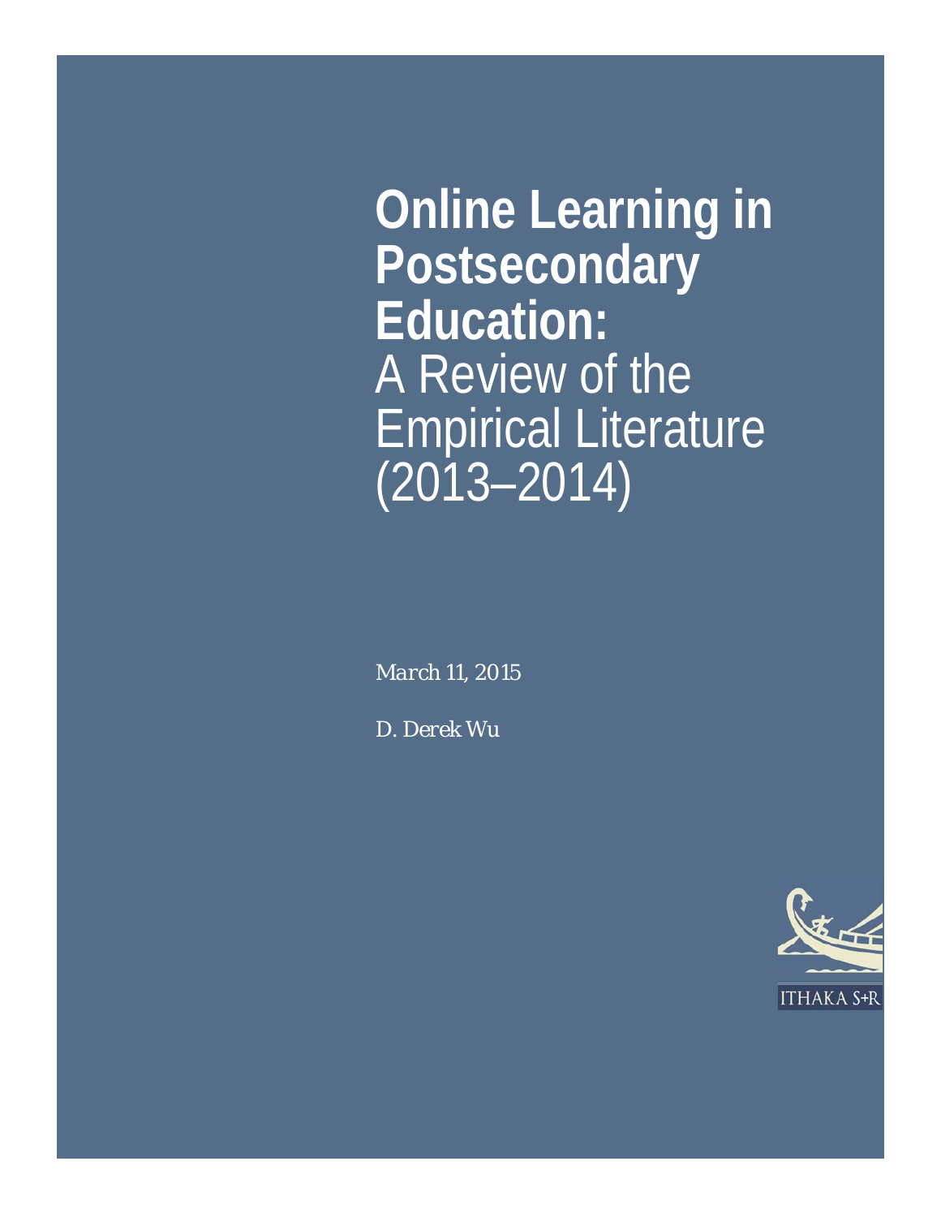# Online Learning in Postsecondary Education:

A Review of the Empirical Literature (2013–2014)

*March 11, 2015*

*D. Derek Wu*

ITHAKA S+R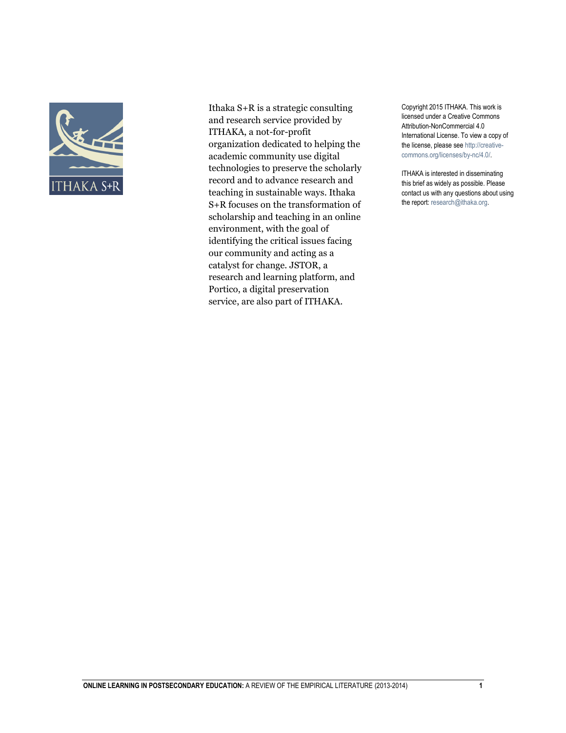Ithaka S+R is a strategic consulting and research service provided by ITHAKA, a not-for-profit organization dedicated to helping the academic community use digital technologies to preserve the scholarly record and to advance research and teaching in sustainable ways. Ithaka S+R focuses on the transformation of scholarship and teaching in an online environment, with the goal of identifying the critical issues facing our community and acting as a catalyst for change. JSTOR, a research and learning platform, and Portico, a digital preservation service, are also part of ITHAKA.

Copyright 2015 ITHAKA. This work is licensed under a Creative Commons Attribution-NonCommercial 4.0 International License. To view a copy of the license, please see http://creative-commons.org/licenses/by-nc/4.0/.

ITHAKA is interested in disseminating this brief as widely as possible. Please contact us with any questions about using the report: research@ithaka.org.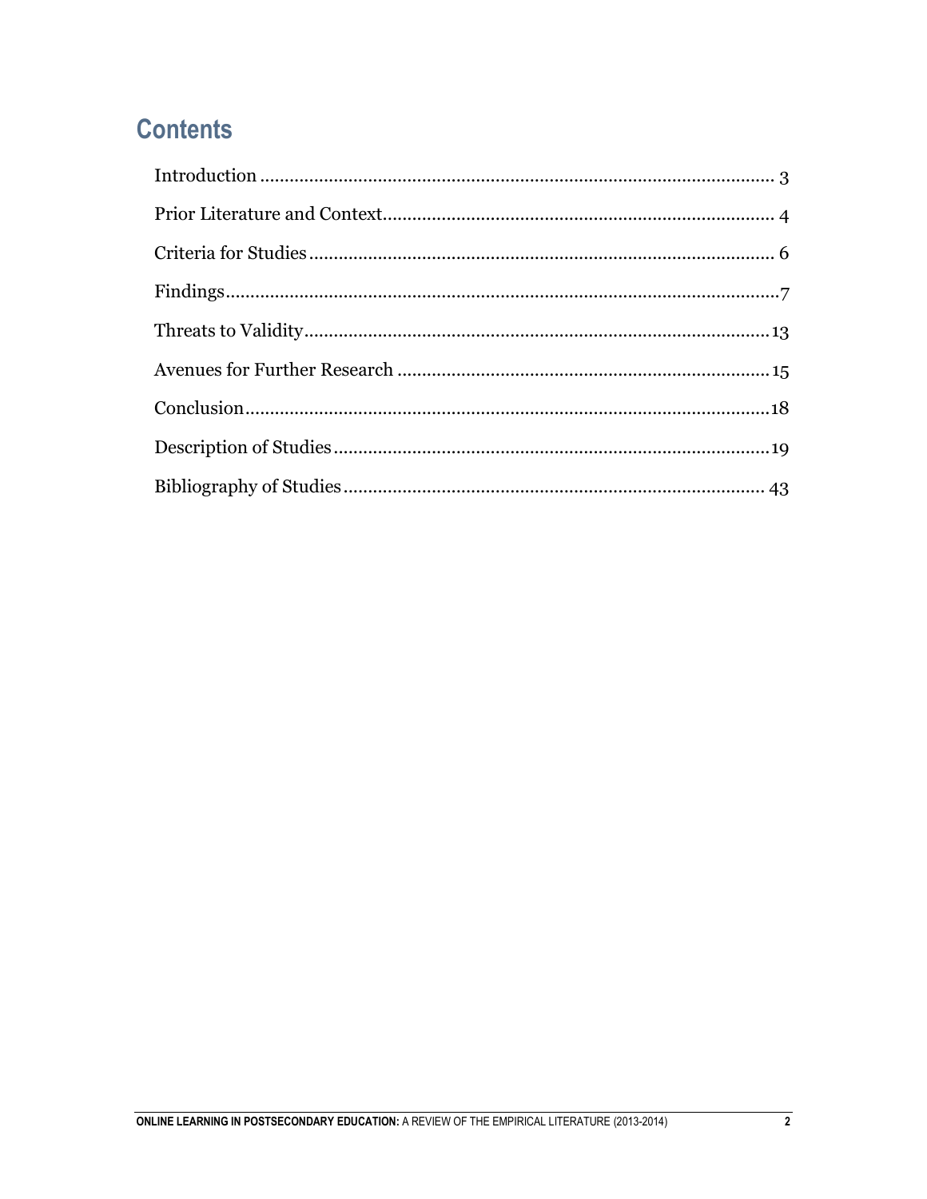# Contents

| | |
|---|---|
| Introduction | 3 |
| Prior Literature and Context | 4 |
| Criteria for Studies | 6 |
| Findings | 7 |
| Threats to Validity | 13 |
| Avenues for Further Research | 15 |
| Conclusion | 18 |
| Description of Studies | 19 |
| Bibliography of Studies | 43 |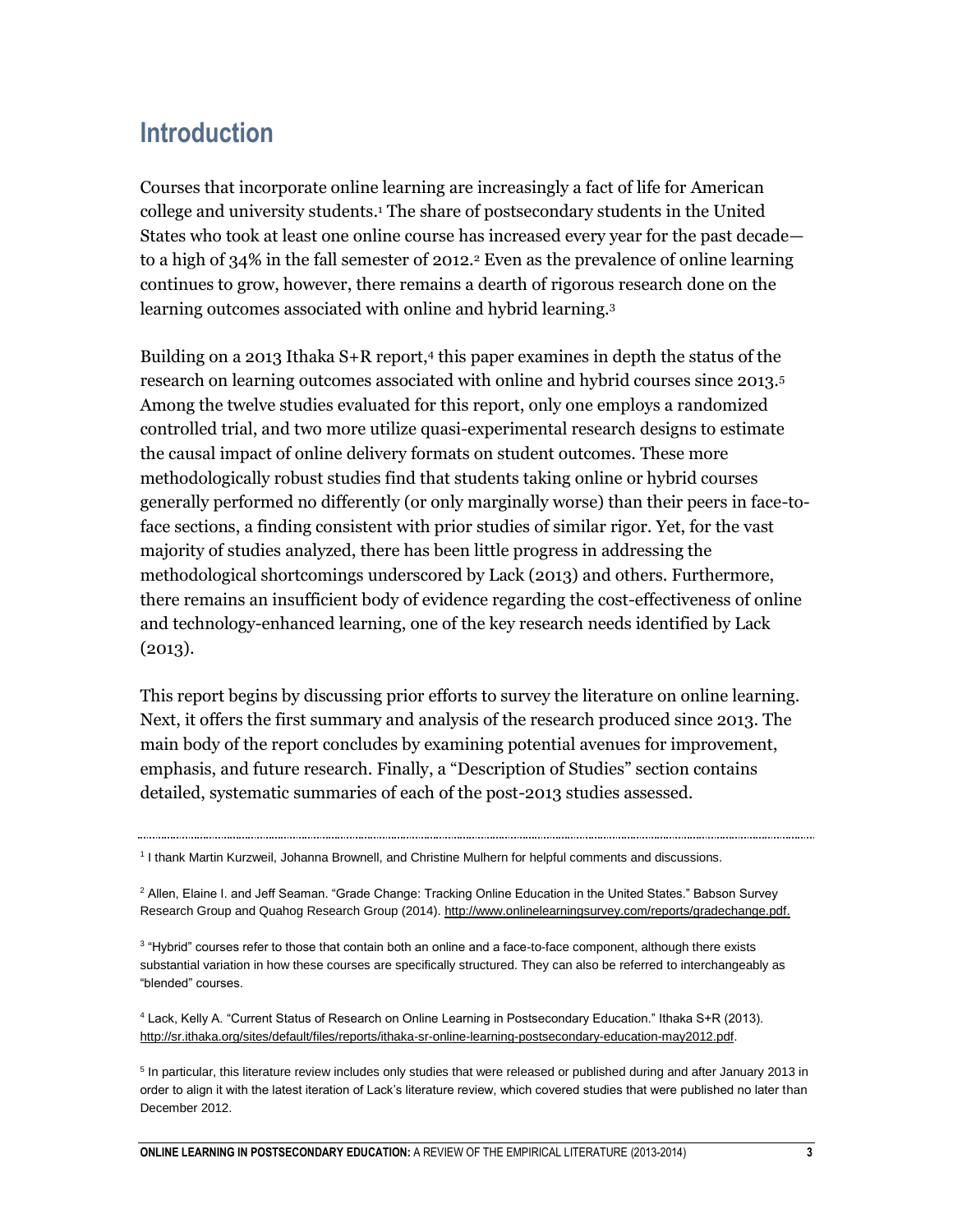## Introduction

Courses that incorporate online learning are increasingly a fact of life for American college and university students.[1] The share of postsecondary students in the United States who took at least one online course has increased every year for the past decade—to a high of 34% in the fall semester of 2012.[2] Even as the prevalence of online learning continues to grow, however, there remains a dearth of rigorous research done on the learning outcomes associated with online and hybrid learning.[3]

Building on a 2013 Ithaka S+R report,[4] this paper examines in depth the status of the research on learning outcomes associated with online and hybrid courses since 2013.[5] Among the twelve studies evaluated for this report, only one employs a randomized controlled trial, and two more utilize quasi-experimental research designs to estimate the causal impact of online delivery formats on student outcomes. These more methodologically robust studies find that students taking online or hybrid courses generally performed no differently (or only marginally worse) than their peers in face-to-face sections, a finding consistent with prior studies of similar rigor. Yet, for the vast majority of studies analyzed, there has been little progress in addressing the methodological shortcomings underscored by Lack (2013) and others. Furthermore, there remains an insufficient body of evidence regarding the cost-effectiveness of online and technology-enhanced learning, one of the key research needs identified by Lack (2013).

This report begins by discussing prior efforts to survey the literature on online learning. Next, it offers the first summary and analysis of the research produced since 2013. The main body of the report concludes by examining potential avenues for improvement, emphasis, and future research. Finally, a "Description of Studies" section contains detailed, systematic summaries of each of the post-2013 studies assessed.

---

[1] I thank Martin Kurzweil, Johanna Brownell, and Christine Mulhern for helpful comments and discussions.

[2] Allen, Elaine I. and Jeff Seaman. "Grade Change: Tracking Online Education in the United States." Babson Survey Research Group and Quahog Research Group (2014). http://www.onlinelearningsurvey.com/reports/gradechange.pdf.

[3] "Hybrid" courses refer to those that contain both an online and a face-to-face component, although there exists substantial variation in how these courses are specifically structured. They can also be referred to interchangeably as "blended" courses.

[4] Lack, Kelly A. "Current Status of Research on Online Learning in Postsecondary Education." Ithaka S+R (2013). http://sr.ithaka.org/sites/default/files/reports/ithaka-sr-online-learning-postsecondary-education-may2012.pdf.

[5] In particular, this literature review includes only studies that were released or published during and after January 2013 in order to align it with the latest iteration of Lack's literature review, which covered studies that were published no later than December 2012.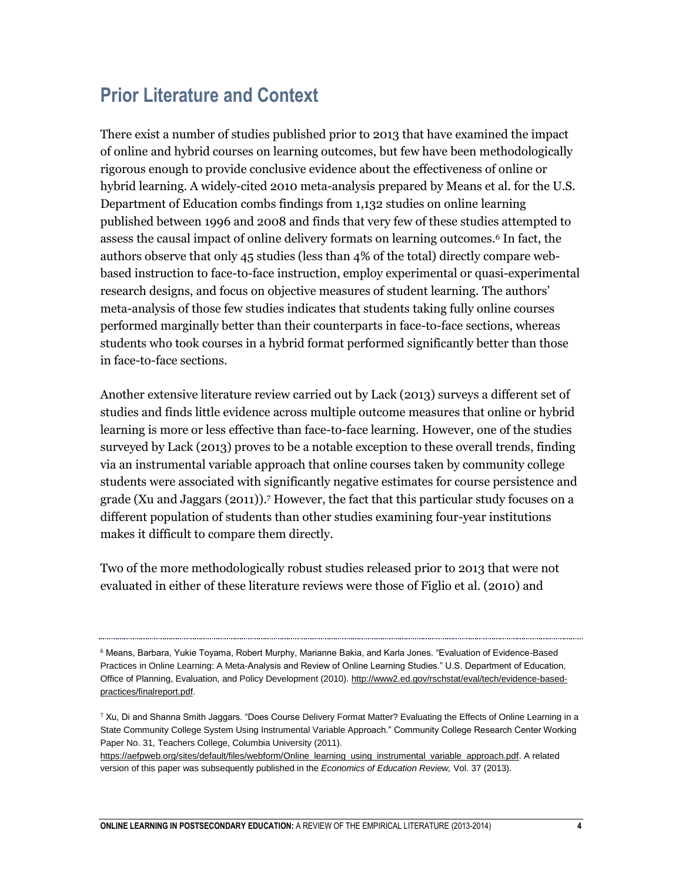## Prior Literature and Context

There exist a number of studies published prior to 2013 that have examined the impact of online and hybrid courses on learning outcomes, but few have been methodologically rigorous enough to provide conclusive evidence about the effectiveness of online or hybrid learning. A widely-cited 2010 meta-analysis prepared by Means et al. for the U.S. Department of Education combs findings from 1,132 studies on online learning published between 1996 and 2008 and finds that very few of these studies attempted to assess the causal impact of online delivery formats on learning outcomes.[6] In fact, the authors observe that only 45 studies (less than 4% of the total) directly compare web-based instruction to face-to-face instruction, employ experimental or quasi-experimental research designs, and focus on objective measures of student learning. The authors' meta-analysis of those few studies indicates that students taking fully online courses performed marginally better than their counterparts in face-to-face sections, whereas students who took courses in a hybrid format performed significantly better than those in face-to-face sections.

Another extensive literature review carried out by Lack (2013) surveys a different set of studies and finds little evidence across multiple outcome measures that online or hybrid learning is more or less effective than face-to-face learning. However, one of the studies surveyed by Lack (2013) proves to be a notable exception to these overall trends, finding via an instrumental variable approach that online courses taken by community college students were associated with significantly negative estimates for course persistence and grade (Xu and Jaggars (2011)).[7] However, the fact that this particular study focuses on a different population of students than other studies examining four-year institutions makes it difficult to compare them directly.

Two of the more methodologically robust studies released prior to 2013 that were not evaluated in either of these literature reviews were those of Figlio et al. (2010) and

---

[6] Means, Barbara, Yukie Toyama, Robert Murphy, Marianne Bakia, and Karla Jones. "Evaluation of Evidence-Based Practices in Online Learning: A Meta-Analysis and Review of Online Learning Studies." U.S. Department of Education, Office of Planning, Evaluation, and Policy Development (2010). http://www2.ed.gov/rschstat/eval/tech/evidence-based-practices/finalreport.pdf.

[7] Xu, Di and Shanna Smith Jaggars. "Does Course Delivery Format Matter? Evaluating the Effects of Online Learning in a State Community College System Using Instrumental Variable Approach." Community College Research Center Working Paper No. 31, Teachers College, Columbia University (2011). https://aefpweb.org/sites/default/files/webform/Online_learning_using_instrumental_variable_approach.pdf. A related version of this paper was subsequently published in the *Economics of Education Review,* Vol. 37 (2013).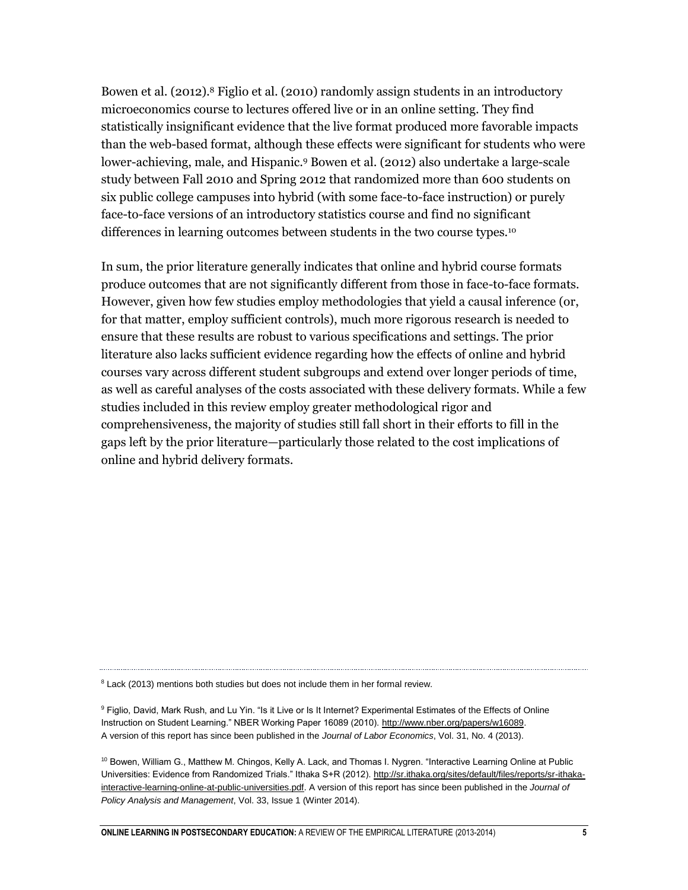Bowen et al. (2012).[8] Figlio et al. (2010) randomly assign students in an introductory microeconomics course to lectures offered live or in an online setting. They find statistically insignificant evidence that the live format produced more favorable impacts than the web-based format, although these effects were significant for students who were lower-achieving, male, and Hispanic.[9] Bowen et al. (2012) also undertake a large-scale study between Fall 2010 and Spring 2012 that randomized more than 600 students on six public college campuses into hybrid (with some face-to-face instruction) or purely face-to-face versions of an introductory statistics course and find no significant differences in learning outcomes between students in the two course types.[10]

In sum, the prior literature generally indicates that online and hybrid course formats produce outcomes that are not significantly different from those in face-to-face formats. However, given how few studies employ methodologies that yield a causal inference (or, for that matter, employ sufficient controls), much more rigorous research is needed to ensure that these results are robust to various specifications and settings. The prior literature also lacks sufficient evidence regarding how the effects of online and hybrid courses vary across different student subgroups and extend over longer periods of time, as well as careful analyses of the costs associated with these delivery formats. While a few studies included in this review employ greater methodological rigor and comprehensiveness, the majority of studies still fall short in their efforts to fill in the gaps left by the prior literature—particularly those related to the cost implications of online and hybrid delivery formats.

---

[8] Lack (2013) mentions both studies but does not include them in her formal review.

[9] Figlio, David, Mark Rush, and Lu Yin. "Is it Live or Is It Internet? Experimental Estimates of the Effects of Online Instruction on Student Learning." NBER Working Paper 16089 (2010). http://www.nber.org/papers/w16089. A version of this report has since been published in the *Journal of Labor Economics*, Vol. 31, No. 4 (2013).

[10] Bowen, William G., Matthew M. Chingos, Kelly A. Lack, and Thomas I. Nygren. "Interactive Learning Online at Public Universities: Evidence from Randomized Trials." Ithaka S+R (2012). http://sr.ithaka.org/sites/default/files/reports/sr-ithaka-interactive-learning-online-at-public-universities.pdf. A version of this report has since been published in the *Journal of Policy Analysis and Management*, Vol. 33, Issue 1 (Winter 2014).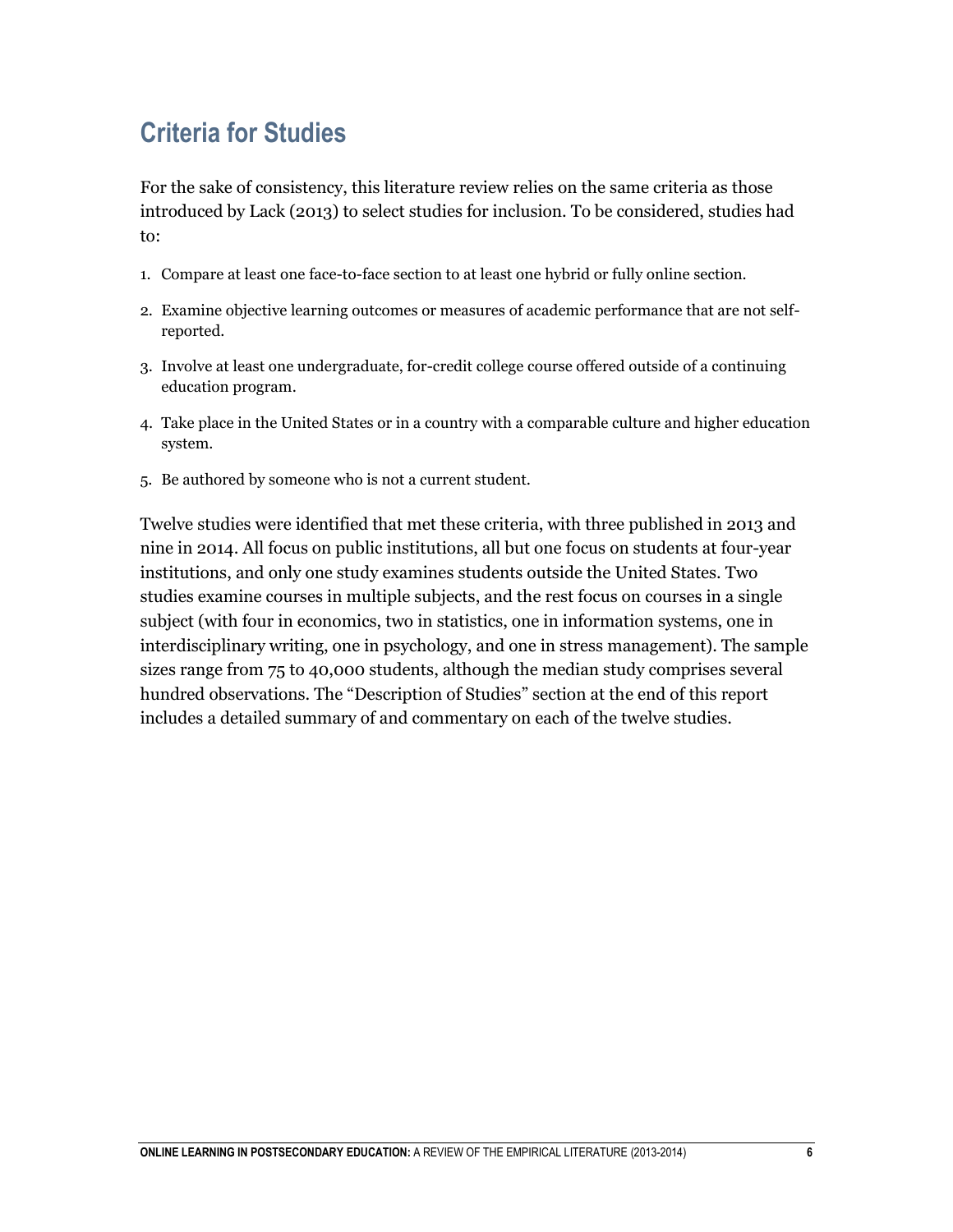## Criteria for Studies

For the sake of consistency, this literature review relies on the same criteria as those introduced by Lack (2013) to select studies for inclusion. To be considered, studies had to:

1. Compare at least one face-to-face section to at least one hybrid or fully online section.
2. Examine objective learning outcomes or measures of academic performance that are not self-reported.
3. Involve at least one undergraduate, for-credit college course offered outside of a continuing education program.
4. Take place in the United States or in a country with a comparable culture and higher education system.
5. Be authored by someone who is not a current student.

Twelve studies were identified that met these criteria, with three published in 2013 and nine in 2014. All focus on public institutions, all but one focus on students at four-year institutions, and only one study examines students outside the United States. Two studies examine courses in multiple subjects, and the rest focus on courses in a single subject (with four in economics, two in statistics, one in information systems, one in interdisciplinary writing, one in psychology, and one in stress management). The sample sizes range from 75 to 40,000 students, although the median study comprises several hundred observations. The "Description of Studies" section at the end of this report includes a detailed summary of and commentary on each of the twelve studies.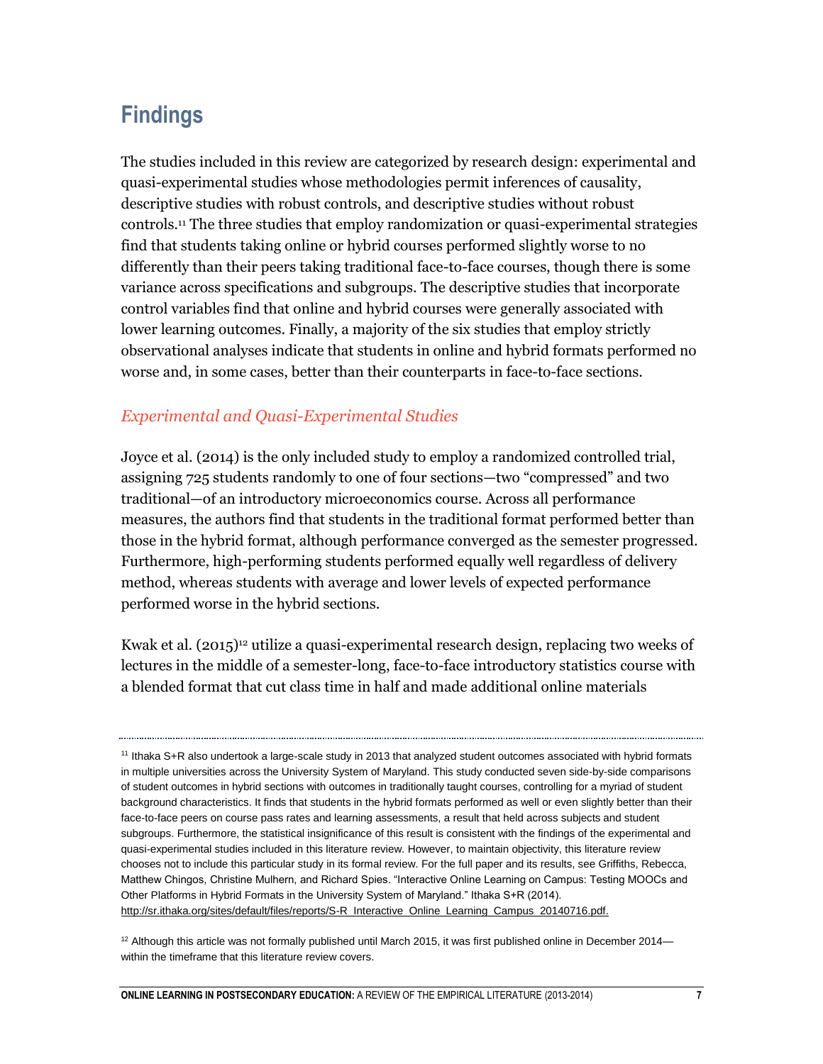## Findings

The studies included in this review are categorized by research design: experimental and quasi-experimental studies whose methodologies permit inferences of causality, descriptive studies with robust controls, and descriptive studies without robust controls.[11] The three studies that employ randomization or quasi-experimental strategies find that students taking online or hybrid courses performed slightly worse to no differently than their peers taking traditional face-to-face courses, though there is some variance across specifications and subgroups. The descriptive studies that incorporate control variables find that online and hybrid courses were generally associated with lower learning outcomes. Finally, a majority of the six studies that employ strictly observational analyses indicate that students in online and hybrid formats performed no worse and, in some cases, better than their counterparts in face-to-face sections.

### *Experimental and Quasi-Experimental Studies*

Joyce et al. (2014) is the only included study to employ a randomized controlled trial, assigning 725 students randomly to one of four sections—two "compressed" and two traditional—of an introductory microeconomics course. Across all performance measures, the authors find that students in the traditional format performed better than those in the hybrid format, although performance converged as the semester progressed. Furthermore, high-performing students performed equally well regardless of delivery method, whereas students with average and lower levels of expected performance performed worse in the hybrid sections.

Kwak et al. (2015)[12] utilize a quasi-experimental research design, replacing two weeks of lectures in the middle of a semester-long, face-to-face introductory statistics course with a blended format that cut class time in half and made additional online materials

---

[11] Ithaka S+R also undertook a large-scale study in 2013 that analyzed student outcomes associated with hybrid formats in multiple universities across the University System of Maryland. This study conducted seven side-by-side comparisons of student outcomes in hybrid sections with outcomes in traditionally taught courses, controlling for a myriad of student background characteristics. It finds that students in the hybrid formats performed as well or even slightly better than their face-to-face peers on course pass rates and learning assessments, a result that held across subjects and student subgroups. Furthermore, the statistical insignificance of this result is consistent with the findings of the experimental and quasi-experimental studies included in this literature review. However, to maintain objectivity, this literature review chooses not to include this particular study in its formal review. For the full paper and its results, see Griffiths, Rebecca, Matthew Chingos, Christine Mulhern, and Richard Spies. "Interactive Online Learning on Campus: Testing MOOCs and Other Platforms in Hybrid Formats in the University System of Maryland." Ithaka S+R (2014). http://sr.ithaka.org/sites/default/files/reports/S-R_Interactive_Online_Learning_Campus_20140716.pdf.

[12] Although this article was not formally published until March 2015, it was first published online in December 2014—within the timeframe that this literature review covers.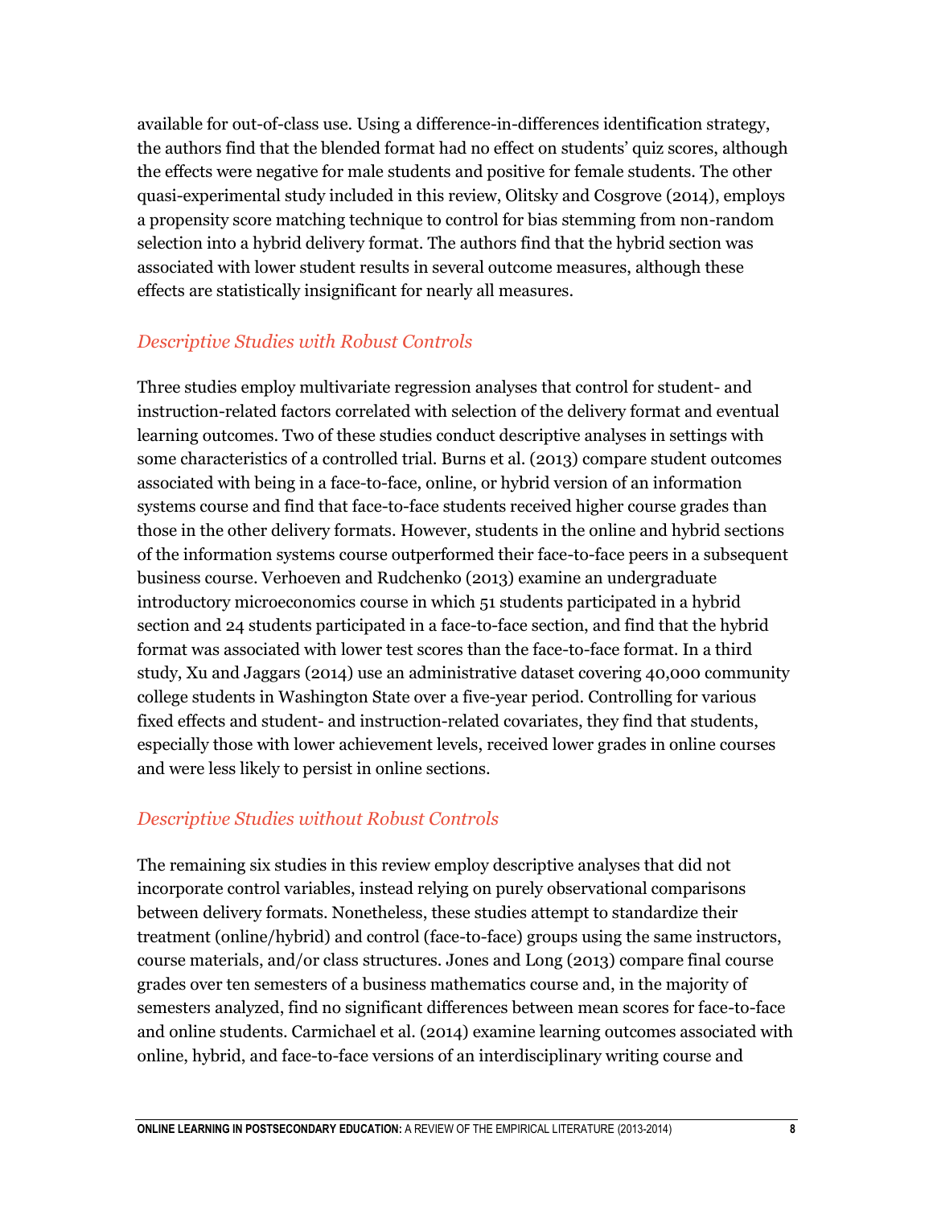available for out-of-class use. Using a difference-in-differences identification strategy, the authors find that the blended format had no effect on students' quiz scores, although the effects were negative for male students and positive for female students. The other quasi-experimental study included in this review, Olitsky and Cosgrove (2014), employs a propensity score matching technique to control for bias stemming from non-random selection into a hybrid delivery format. The authors find that the hybrid section was associated with lower student results in several outcome measures, although these effects are statistically insignificant for nearly all measures.

### *Descriptive Studies with Robust Controls*

Three studies employ multivariate regression analyses that control for student- and instruction-related factors correlated with selection of the delivery format and eventual learning outcomes. Two of these studies conduct descriptive analyses in settings with some characteristics of a controlled trial. Burns et al. (2013) compare student outcomes associated with being in a face-to-face, online, or hybrid version of an information systems course and find that face-to-face students received higher course grades than those in the other delivery formats. However, students in the online and hybrid sections of the information systems course outperformed their face-to-face peers in a subsequent business course. Verhoeven and Rudchenko (2013) examine an undergraduate introductory microeconomics course in which 51 students participated in a hybrid section and 24 students participated in a face-to-face section, and find that the hybrid format was associated with lower test scores than the face-to-face format. In a third study, Xu and Jaggars (2014) use an administrative dataset covering 40,000 community college students in Washington State over a five-year period. Controlling for various fixed effects and student- and instruction-related covariates, they find that students, especially those with lower achievement levels, received lower grades in online courses and were less likely to persist in online sections.

### *Descriptive Studies without Robust Controls*

The remaining six studies in this review employ descriptive analyses that did not incorporate control variables, instead relying on purely observational comparisons between delivery formats. Nonetheless, these studies attempt to standardize their treatment (online/hybrid) and control (face-to-face) groups using the same instructors, course materials, and/or class structures. Jones and Long (2013) compare final course grades over ten semesters of a business mathematics course and, in the majority of semesters analyzed, find no significant differences between mean scores for face-to-face and online students. Carmichael et al. (2014) examine learning outcomes associated with online, hybrid, and face-to-face versions of an interdisciplinary writing course and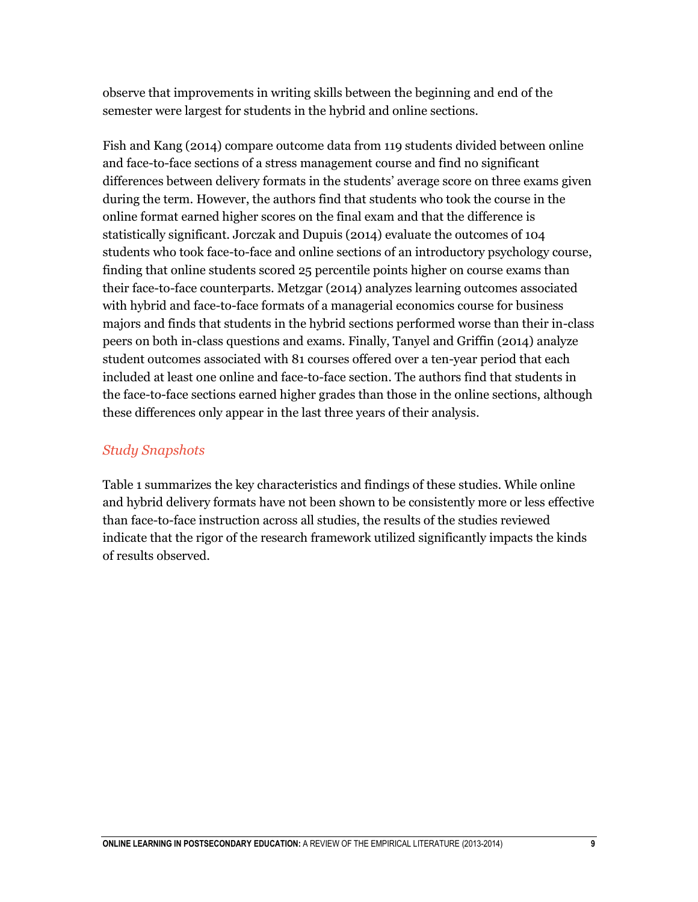observe that improvements in writing skills between the beginning and end of the semester were largest for students in the hybrid and online sections.

Fish and Kang (2014) compare outcome data from 119 students divided between online and face-to-face sections of a stress management course and find no significant differences between delivery formats in the students' average score on three exams given during the term. However, the authors find that students who took the course in the online format earned higher scores on the final exam and that the difference is statistically significant. Jorczak and Dupuis (2014) evaluate the outcomes of 104 students who took face-to-face and online sections of an introductory psychology course, finding that online students scored 25 percentile points higher on course exams than their face-to-face counterparts. Metzgar (2014) analyzes learning outcomes associated with hybrid and face-to-face formats of a managerial economics course for business majors and finds that students in the hybrid sections performed worse than their in-class peers on both in-class questions and exams. Finally, Tanyel and Griffin (2014) analyze student outcomes associated with 81 courses offered over a ten-year period that each included at least one online and face-to-face section. The authors find that students in the face-to-face sections earned higher grades than those in the online sections, although these differences only appear in the last three years of their analysis.

### *Study Snapshots*

Table 1 summarizes the key characteristics and findings of these studies. While online and hybrid delivery formats have not been shown to be consistently more or less effective than face-to-face instruction across all studies, the results of the studies reviewed indicate that the rigor of the research framework utilized significantly impacts the kinds of results observed.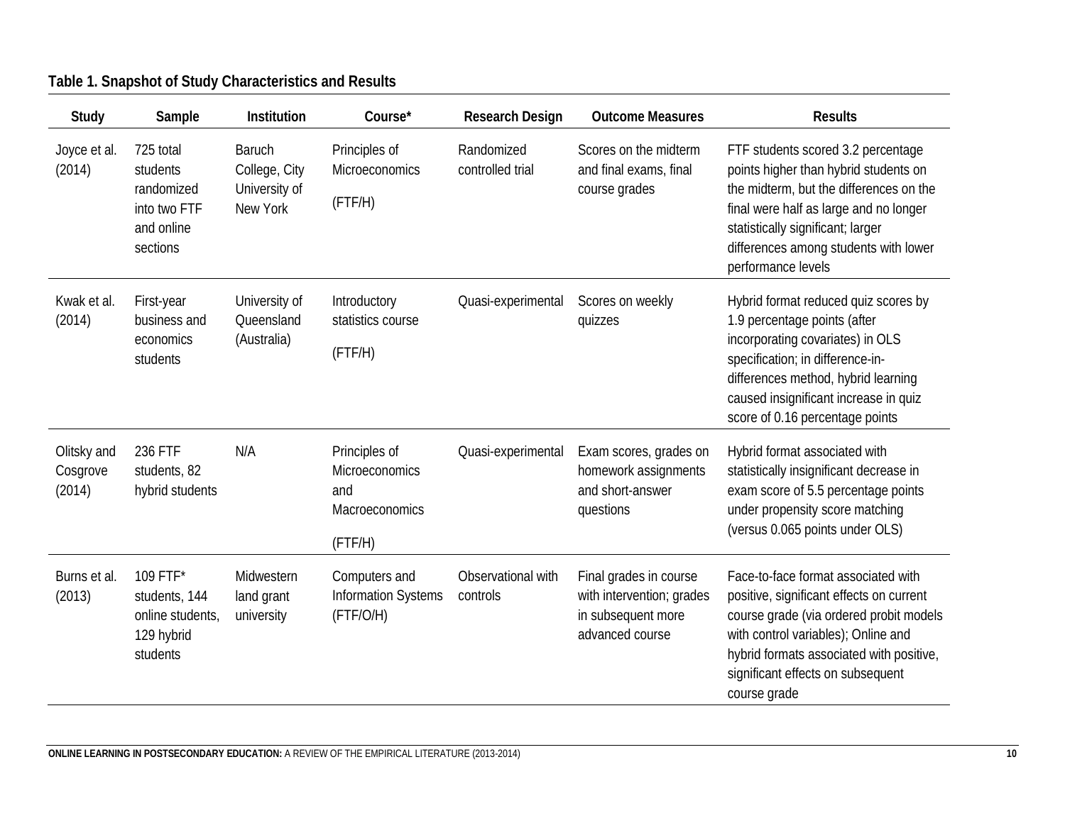**Table 1. Snapshot of Study Characteristics and Results**

| Study | Sample | Institution | Course* | Research Design | Outcome Measures | Results |
|---|---|---|---|---|---|---|
| Joyce et al. (2014) | 725 total students randomized into two FTF and online sections | Baruch College, City University of New York | Principles of Microeconomics (FTF/H) | Randomized controlled trial | Scores on the midterm and final exams, final course grades | FTF students scored 3.2 percentage points higher than hybrid students on the midterm, but the differences on the final were half as large and no longer statistically significant; larger differences among students with lower performance levels |
| Kwak et al. (2014) | First-year business and economics students | University of Queensland (Australia) | Introductory statistics course (FTF/H) | Quasi-experimental | Scores on weekly quizzes | Hybrid format reduced quiz scores by 1.9 percentage points (after incorporating covariates) in OLS specification; in difference-in-differences method, hybrid learning caused insignificant increase in quiz score of 0.16 percentage points |
| Olitsky and Cosgrove (2014) | 236 FTF students, 82 hybrid students | N/A | Principles of Microeconomics and Macroeconomics (FTF/H) | Quasi-experimental | Exam scores, grades on homework assignments and short-answer questions | Hybrid format associated with statistically insignificant decrease in exam score of 5.5 percentage points under propensity score matching (versus 0.065 points under OLS) |
| Burns et al. (2013) | 109 FTF* students, 144 online students, 129 hybrid students | Midwestern land grant university | Computers and Information Systems (FTF/O/H) | Observational with controls | Final grades in course with intervention; grades in subsequent more advanced course | Face-to-face format associated with positive, significant effects on current course grade (via ordered probit models with control variables); Online and hybrid formats associated with positive, significant effects on subsequent course grade |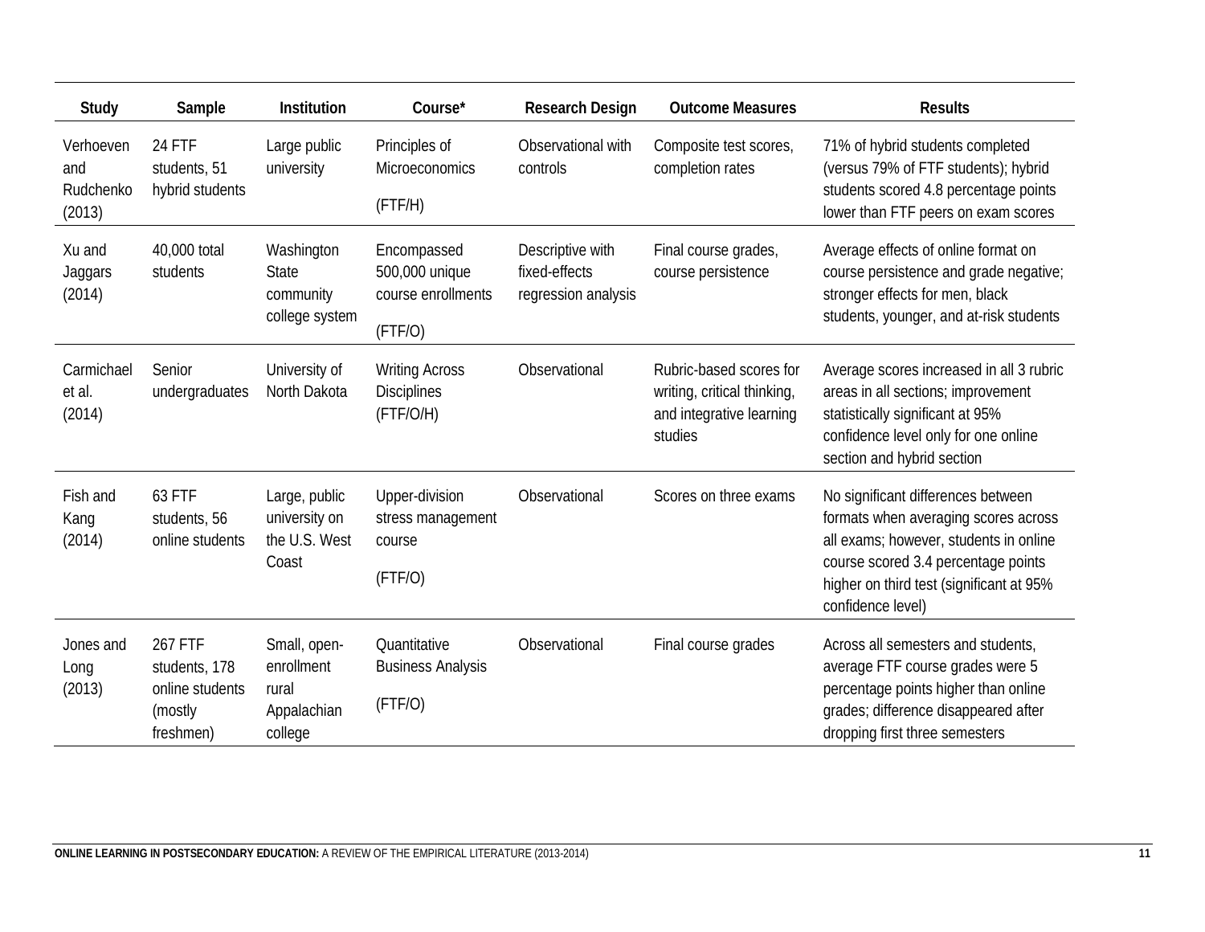| Study | Sample | Institution | Course* | Research Design | Outcome Measures | Results |
|---|---|---|---|---|---|---|
| Verhoeven and Rudchenko (2013) | 24 FTF students, 51 hybrid students | Large public university | Principles of Microeconomics (FTF/H) | Observational with controls | Composite test scores, completion rates | 71% of hybrid students completed (versus 79% of FTF students); hybrid students scored 4.8 percentage points lower than FTF peers on exam scores |
| Xu and Jaggars (2014) | 40,000 total students | Washington State community college system | Encompassed 500,000 unique course enrollments (FTF/O) | Descriptive with fixed-effects regression analysis | Final course grades, course persistence | Average effects of online format on course persistence and grade negative; stronger effects for men, black students, younger, and at-risk students |
| Carmichael et al. (2014) | Senior undergraduates | University of North Dakota | Writing Across Disciplines (FTF/O/H) | Observational | Rubric-based scores for writing, critical thinking, and integrative learning studies | Average scores increased in all 3 rubric areas in all sections; improvement statistically significant at 95% confidence level only for one online section and hybrid section |
| Fish and Kang (2014) | 63 FTF students, 56 online students | Large, public university on the U.S. West Coast | Upper-division stress management course (FTF/O) | Observational | Scores on three exams | No significant differences between formats when averaging scores across all exams; however, students in online course scored 3.4 percentage points higher on third test (significant at 95% confidence level) |
| Jones and Long (2013) | 267 FTF students, 178 online students (mostly freshmen) | Small, open-enrollment rural Appalachian college | Quantitative Business Analysis (FTF/O) | Observational | Final course grades | Across all semesters and students, average FTF course grades were 5 percentage points higher than online grades; difference disappeared after dropping first three semesters |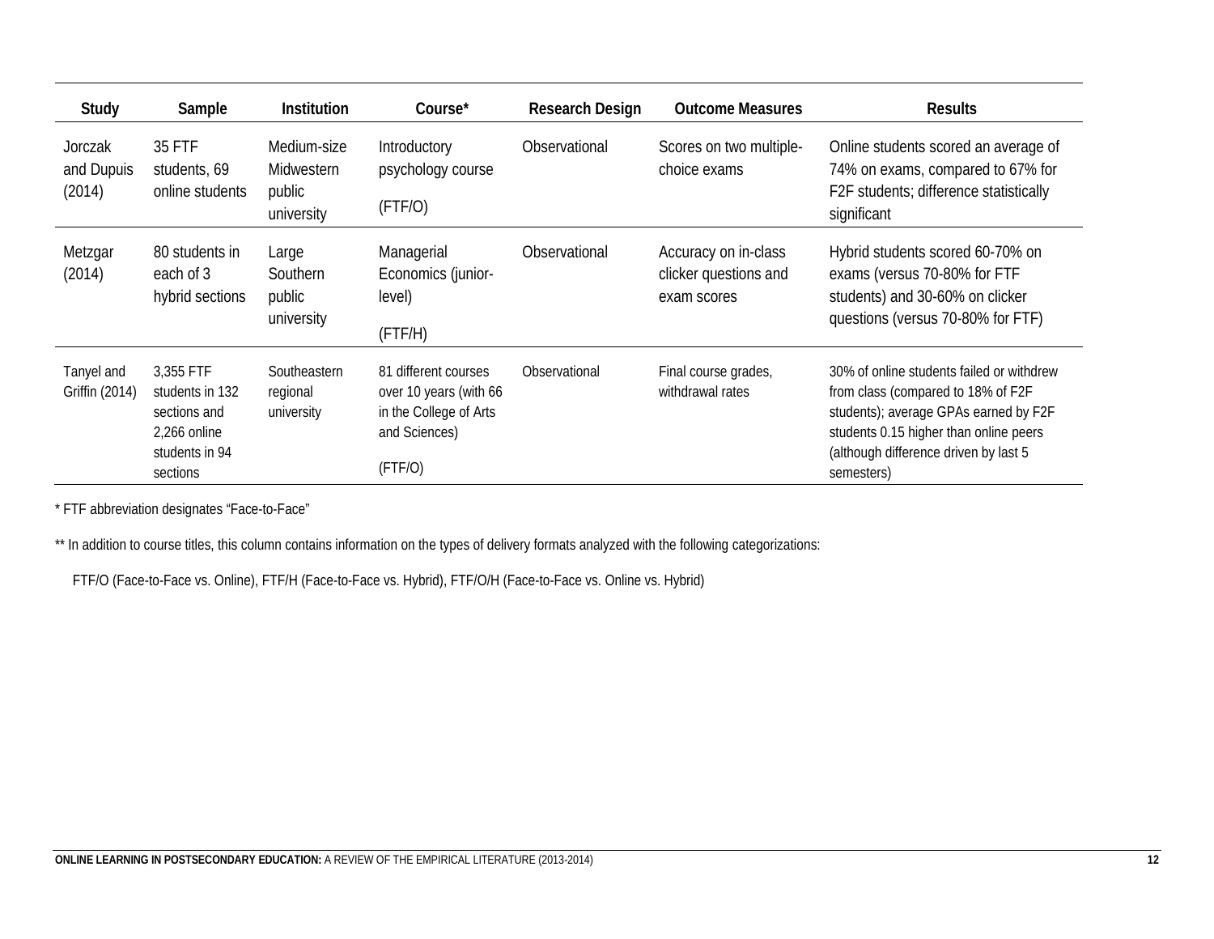| Study | Sample | Institution | Course* | Research Design | Outcome Measures | Results |
|---|---|---|---|---|---|---|
| Jorczak and Dupuis (2014) | 35 FTF students, 69 online students | Medium-size Midwestern public university | Introductory psychology course (FTF/O) | Observational | Scores on two multiple-choice exams | Online students scored an average of 74% on exams, compared to 67% for F2F students; difference statistically significant |
| Metzgar (2014) | 80 students in each of 3 hybrid sections | Large Southern public university | Managerial Economics (junior-level) (FTF/H) | Observational | Accuracy on in-class clicker questions and exam scores | Hybrid students scored 60-70% on exams (versus 70-80% for FTF students) and 30-60% on clicker questions (versus 70-80% for FTF) |
| Tanyel and Griffin (2014) | 3,355 FTF students in 132 sections and 2,266 online students in 94 sections | Southeastern regional university | 81 different courses over 10 years (with 66 in the College of Arts and Sciences) (FTF/O) | Observational | Final course grades, withdrawal rates | 30% of online students failed or withdrew from class (compared to 18% of F2F students); average GPAs earned by F2F students 0.15 higher than online peers (although difference driven by last 5 semesters) |

* FTF abbreviation designates "Face-to-Face"

** In addition to course titles, this column contains information on the types of delivery formats analyzed with the following categorizations:

FTF/O (Face-to-Face vs. Online), FTF/H (Face-to-Face vs. Hybrid), FTF/O/H (Face-to-Face vs. Online vs. Hybrid)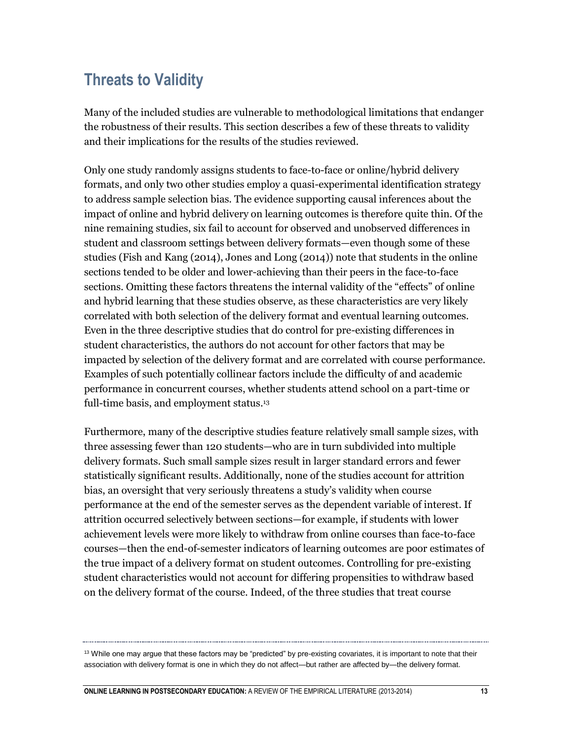## Threats to Validity

Many of the included studies are vulnerable to methodological limitations that endanger the robustness of their results. This section describes a few of these threats to validity and their implications for the results of the studies reviewed.

Only one study randomly assigns students to face-to-face or online/hybrid delivery formats, and only two other studies employ a quasi-experimental identification strategy to address sample selection bias. The evidence supporting causal inferences about the impact of online and hybrid delivery on learning outcomes is therefore quite thin. Of the nine remaining studies, six fail to account for observed and unobserved differences in student and classroom settings between delivery formats—even though some of these studies (Fish and Kang (2014), Jones and Long (2014)) note that students in the online sections tended to be older and lower-achieving than their peers in the face-to-face sections. Omitting these factors threatens the internal validity of the "effects" of online and hybrid learning that these studies observe, as these characteristics are very likely correlated with both selection of the delivery format and eventual learning outcomes. Even in the three descriptive studies that do control for pre-existing differences in student characteristics, the authors do not account for other factors that may be impacted by selection of the delivery format and are correlated with course performance. Examples of such potentially collinear factors include the difficulty of and academic performance in concurrent courses, whether students attend school on a part-time or full-time basis, and employment status.[13]

Furthermore, many of the descriptive studies feature relatively small sample sizes, with three assessing fewer than 120 students—who are in turn subdivided into multiple delivery formats. Such small sample sizes result in larger standard errors and fewer statistically significant results. Additionally, none of the studies account for attrition bias, an oversight that very seriously threatens a study's validity when course performance at the end of the semester serves as the dependent variable of interest. If attrition occurred selectively between sections—for example, if students with lower achievement levels were more likely to withdraw from online courses than face-to-face courses—then the end-of-semester indicators of learning outcomes are poor estimates of the true impact of a delivery format on student outcomes. Controlling for pre-existing student characteristics would not account for differing propensities to withdraw based on the delivery format of the course. Indeed, of the three studies that treat course

[13] While one may argue that these factors may be "predicted" by pre-existing covariates, it is important to note that their association with delivery format is one in which they do not affect—but rather are affected by—the delivery format.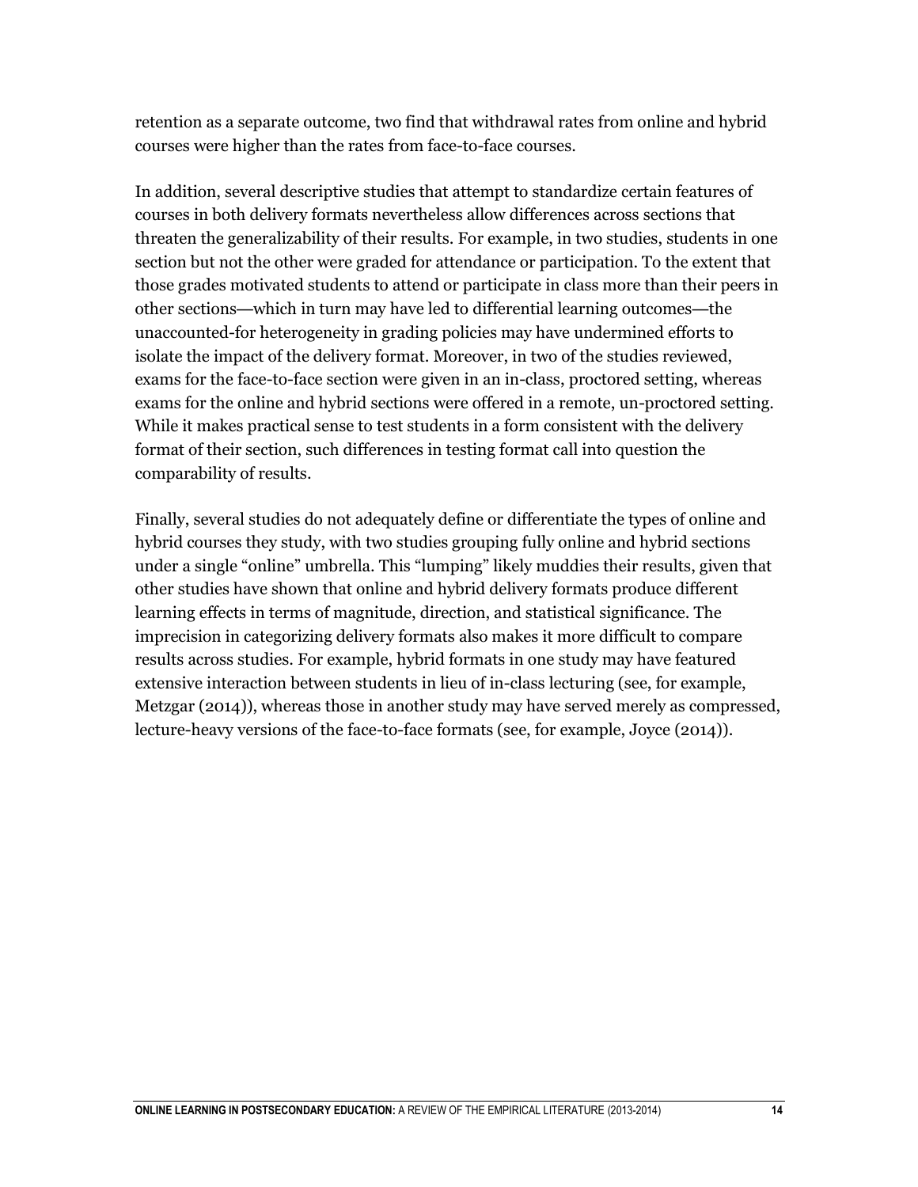retention as a separate outcome, two find that withdrawal rates from online and hybrid courses were higher than the rates from face-to-face courses.

In addition, several descriptive studies that attempt to standardize certain features of courses in both delivery formats nevertheless allow differences across sections that threaten the generalizability of their results. For example, in two studies, students in one section but not the other were graded for attendance or participation. To the extent that those grades motivated students to attend or participate in class more than their peers in other sections—which in turn may have led to differential learning outcomes—the unaccounted-for heterogeneity in grading policies may have undermined efforts to isolate the impact of the delivery format. Moreover, in two of the studies reviewed, exams for the face-to-face section were given in an in-class, proctored setting, whereas exams for the online and hybrid sections were offered in a remote, un-proctored setting. While it makes practical sense to test students in a form consistent with the delivery format of their section, such differences in testing format call into question the comparability of results.

Finally, several studies do not adequately define or differentiate the types of online and hybrid courses they study, with two studies grouping fully online and hybrid sections under a single "online" umbrella. This "lumping" likely muddies their results, given that other studies have shown that online and hybrid delivery formats produce different learning effects in terms of magnitude, direction, and statistical significance. The imprecision in categorizing delivery formats also makes it more difficult to compare results across studies. For example, hybrid formats in one study may have featured extensive interaction between students in lieu of in-class lecturing (see, for example, Metzgar (2014)), whereas those in another study may have served merely as compressed, lecture-heavy versions of the face-to-face formats (see, for example, Joyce (2014)).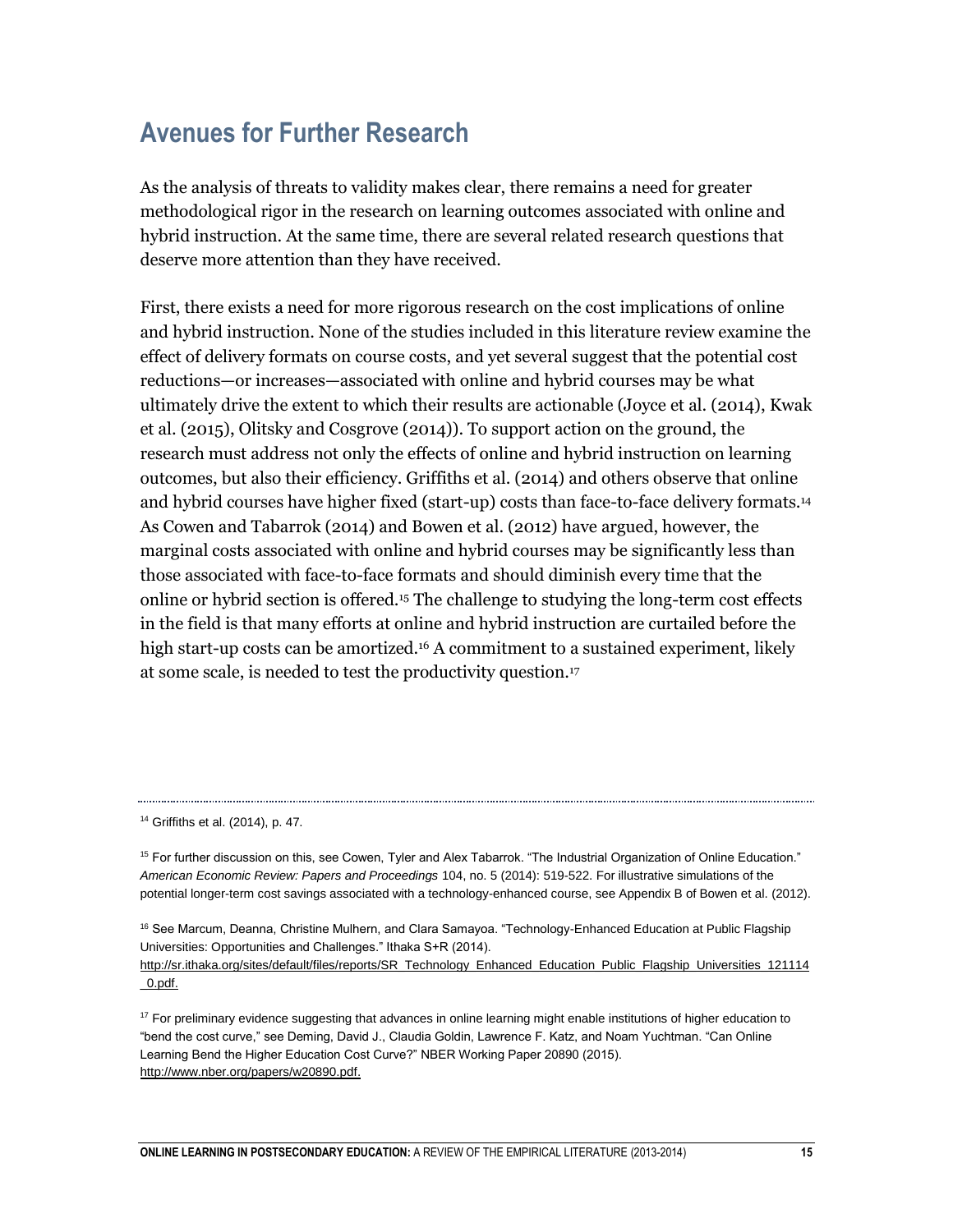## Avenues for Further Research

As the analysis of threats to validity makes clear, there remains a need for greater methodological rigor in the research on learning outcomes associated with online and hybrid instruction. At the same time, there are several related research questions that deserve more attention than they have received.

First, there exists a need for more rigorous research on the cost implications of online and hybrid instruction. None of the studies included in this literature review examine the effect of delivery formats on course costs, and yet several suggest that the potential cost reductions—or increases—associated with online and hybrid courses may be what ultimately drive the extent to which their results are actionable (Joyce et al. (2014), Kwak et al. (2015), Olitsky and Cosgrove (2014)). To support action on the ground, the research must address not only the effects of online and hybrid instruction on learning outcomes, but also their efficiency. Griffiths et al. (2014) and others observe that online and hybrid courses have higher fixed (start-up) costs than face-to-face delivery formats.[14] As Cowen and Tabarrok (2014) and Bowen et al. (2012) have argued, however, the marginal costs associated with online and hybrid courses may be significantly less than those associated with face-to-face formats and should diminish every time that the online or hybrid section is offered.[15] The challenge to studying the long-term cost effects in the field is that many efforts at online and hybrid instruction are curtailed before the high start-up costs can be amortized.[16] A commitment to a sustained experiment, likely at some scale, is needed to test the productivity question.[17]

---

[14] Griffiths et al. (2014), p. 47.

[15] For further discussion on this, see Cowen, Tyler and Alex Tabarrok. "The Industrial Organization of Online Education." *American Economic Review: Papers and Proceedings* 104, no. 5 (2014): 519-522. For illustrative simulations of the potential longer-term cost savings associated with a technology-enhanced course, see Appendix B of Bowen et al. (2012).

[16] See Marcum, Deanna, Christine Mulhern, and Clara Samayoa. "Technology-Enhanced Education at Public Flagship Universities: Opportunities and Challenges." Ithaka S+R (2014). http://sr.ithaka.org/sites/default/files/reports/SR_Technology_Enhanced_Education_Public_Flagship_Universities_121114_0.pdf.

[17] For preliminary evidence suggesting that advances in online learning might enable institutions of higher education to "bend the cost curve," see Deming, David J., Claudia Goldin, Lawrence F. Katz, and Noam Yuchtman. "Can Online Learning Bend the Higher Education Cost Curve?" NBER Working Paper 20890 (2015). http://www.nber.org/papers/w20890.pdf.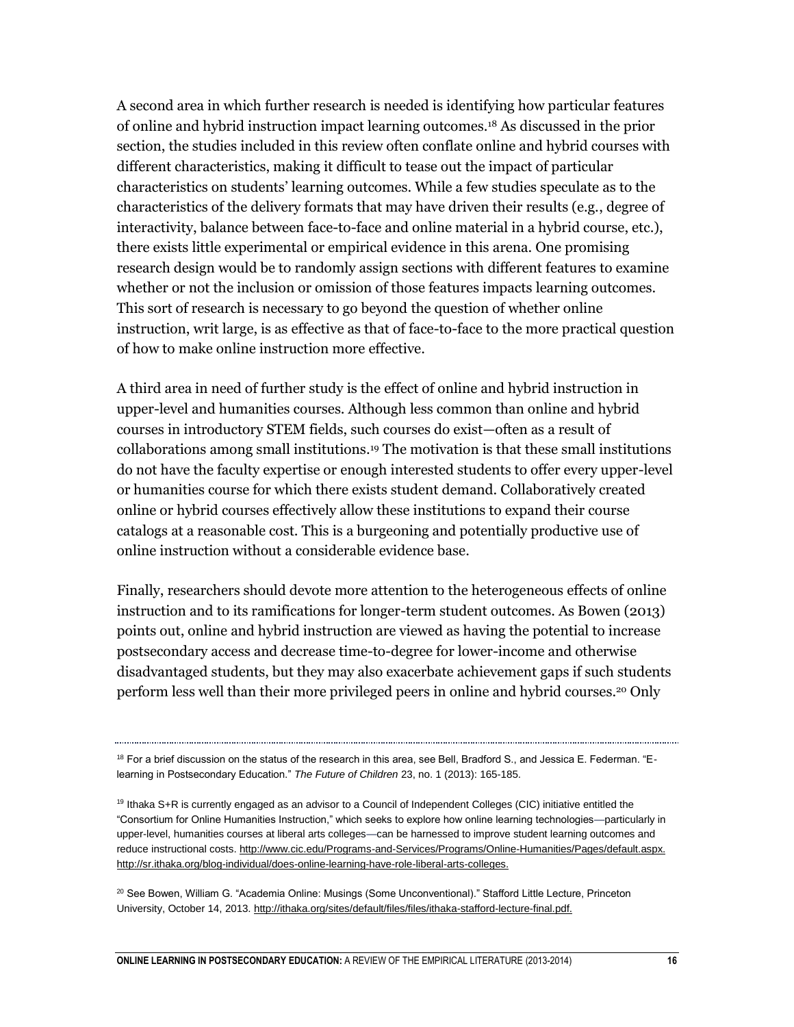A second area in which further research is needed is identifying how particular features of online and hybrid instruction impact learning outcomes.[18] As discussed in the prior section, the studies included in this review often conflate online and hybrid courses with different characteristics, making it difficult to tease out the impact of particular characteristics on students' learning outcomes. While a few studies speculate as to the characteristics of the delivery formats that may have driven their results (e.g., degree of interactivity, balance between face-to-face and online material in a hybrid course, etc.), there exists little experimental or empirical evidence in this arena. One promising research design would be to randomly assign sections with different features to examine whether or not the inclusion or omission of those features impacts learning outcomes. This sort of research is necessary to go beyond the question of whether online instruction, writ large, is as effective as that of face-to-face to the more practical question of how to make online instruction more effective.

A third area in need of further study is the effect of online and hybrid instruction in upper-level and humanities courses. Although less common than online and hybrid courses in introductory STEM fields, such courses do exist—often as a result of collaborations among small institutions.[19] The motivation is that these small institutions do not have the faculty expertise or enough interested students to offer every upper-level or humanities course for which there exists student demand. Collaboratively created online or hybrid courses effectively allow these institutions to expand their course catalogs at a reasonable cost. This is a burgeoning and potentially productive use of online instruction without a considerable evidence base.

Finally, researchers should devote more attention to the heterogeneous effects of online instruction and to its ramifications for longer-term student outcomes. As Bowen (2013) points out, online and hybrid instruction are viewed as having the potential to increase postsecondary access and decrease time-to-degree for lower-income and otherwise disadvantaged students, but they may also exacerbate achievement gaps if such students perform less well than their more privileged peers in online and hybrid courses.[20] Only

---

[18] For a brief discussion on the status of the research in this area, see Bell, Bradford S., and Jessica E. Federman. "E-learning in Postsecondary Education." *The Future of Children* 23, no. 1 (2013): 165-185.

[19] Ithaka S+R is currently engaged as an advisor to a Council of Independent Colleges (CIC) initiative entitled the "Consortium for Online Humanities Instruction," which seeks to explore how online learning technologies—particularly in upper-level, humanities courses at liberal arts colleges—can be harnessed to improve student learning outcomes and reduce instructional costs. http://www.cic.edu/Programs-and-Services/Programs/Online-Humanities/Pages/default.aspx. http://sr.ithaka.org/blog-individual/does-online-learning-have-role-liberal-arts-colleges.

[20] See Bowen, William G. "Academia Online: Musings (Some Unconventional)." Stafford Little Lecture, Princeton University, October 14, 2013. http://ithaka.org/sites/default/files/files/ithaka-stafford-lecture-final.pdf.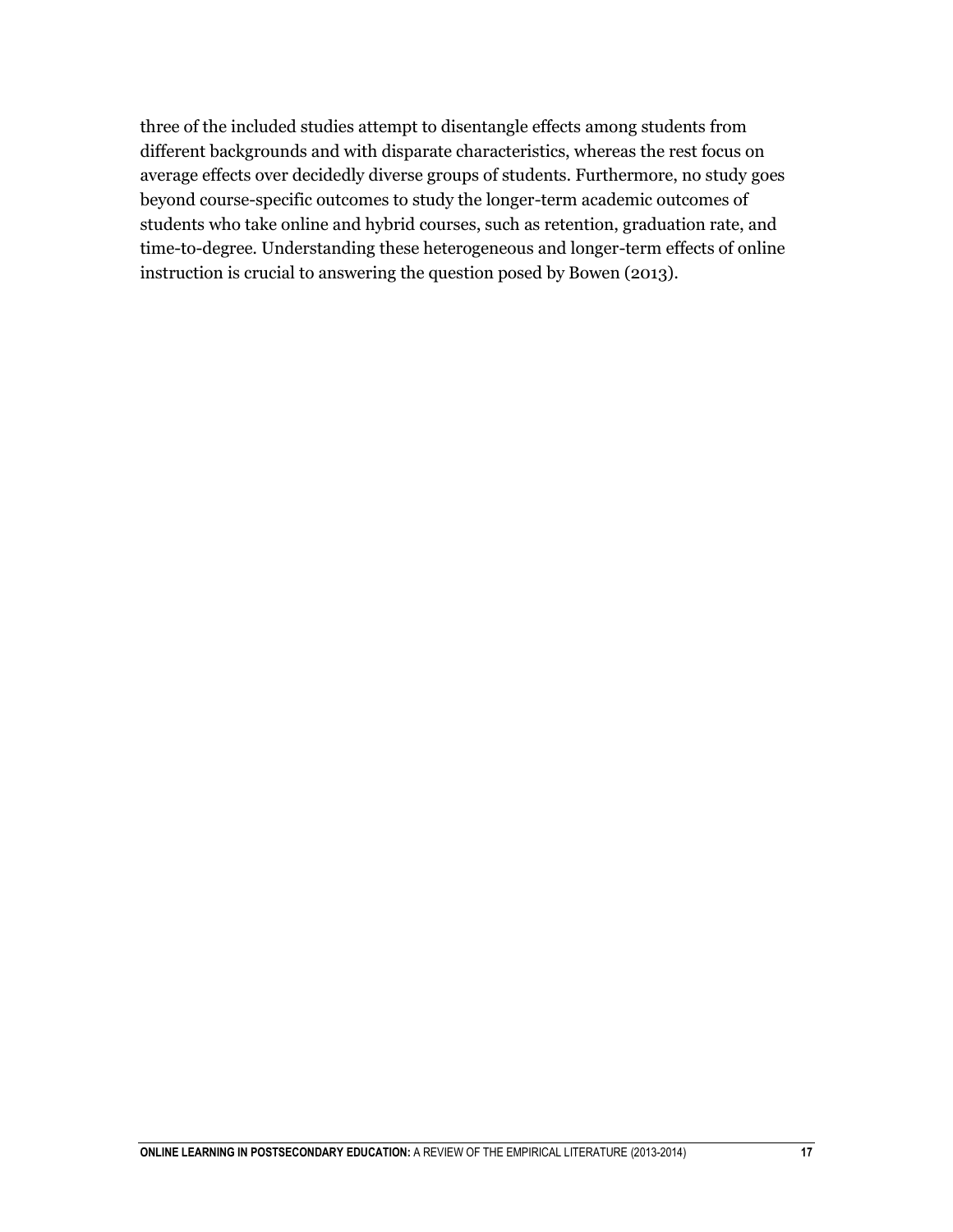three of the included studies attempt to disentangle effects among students from different backgrounds and with disparate characteristics, whereas the rest focus on average effects over decidedly diverse groups of students. Furthermore, no study goes beyond course-specific outcomes to study the longer-term academic outcomes of students who take online and hybrid courses, such as retention, graduation rate, and time-to-degree. Understanding these heterogeneous and longer-term effects of online instruction is crucial to answering the question posed by Bowen (2013).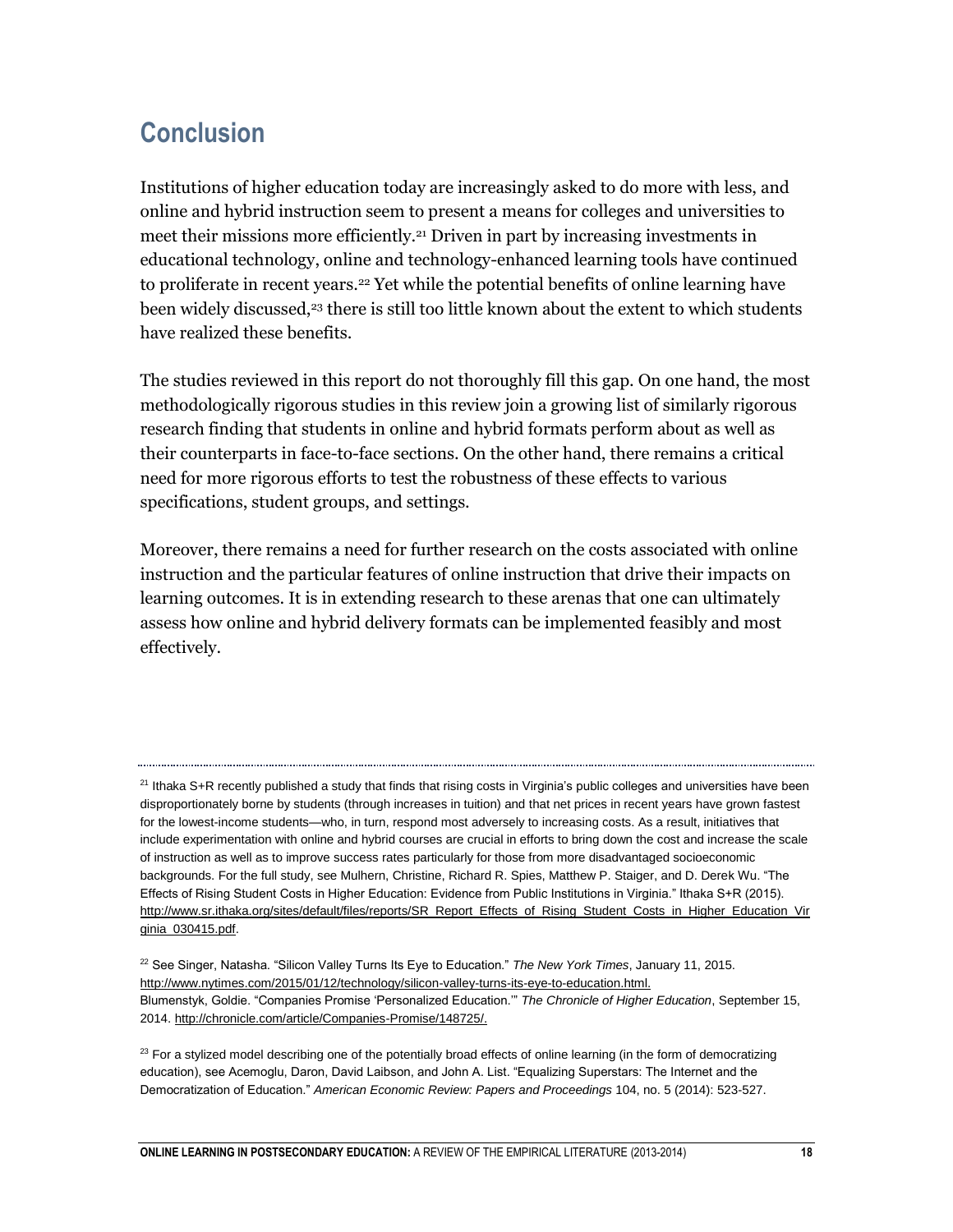## Conclusion

Institutions of higher education today are increasingly asked to do more with less, and online and hybrid instruction seem to present a means for colleges and universities to meet their missions more efficiently.[21] Driven in part by increasing investments in educational technology, online and technology-enhanced learning tools have continued to proliferate in recent years.[22] Yet while the potential benefits of online learning have been widely discussed,[23] there is still too little known about the extent to which students have realized these benefits.

The studies reviewed in this report do not thoroughly fill this gap. On one hand, the most methodologically rigorous studies in this review join a growing list of similarly rigorous research finding that students in online and hybrid formats perform about as well as their counterparts in face-to-face sections. On the other hand, there remains a critical need for more rigorous efforts to test the robustness of these effects to various specifications, student groups, and settings.

Moreover, there remains a need for further research on the costs associated with online instruction and the particular features of online instruction that drive their impacts on learning outcomes. It is in extending research to these arenas that one can ultimately assess how online and hybrid delivery formats can be implemented feasibly and most effectively.

---

[21] Ithaka S+R recently published a study that finds that rising costs in Virginia's public colleges and universities have been disproportionately borne by students (through increases in tuition) and that net prices in recent years have grown fastest for the lowest-income students—who, in turn, respond most adversely to increasing costs. As a result, initiatives that include experimentation with online and hybrid courses are crucial in efforts to bring down the cost and increase the scale of instruction as well as to improve success rates particularly for those from more disadvantaged socioeconomic backgrounds. For the full study, see Mulhern, Christine, Richard R. Spies, Matthew P. Staiger, and D. Derek Wu. "The Effects of Rising Student Costs in Higher Education: Evidence from Public Institutions in Virginia." Ithaka S+R (2015). http://www.sr.ithaka.org/sites/default/files/reports/SR_Report_Effects_of_Rising_Student_Costs_in_Higher_Education_Virginia_030415.pdf.

[22] See Singer, Natasha. "Silicon Valley Turns Its Eye to Education." *The New York Times*, January 11, 2015. http://www.nytimes.com/2015/01/12/technology/silicon-valley-turns-its-eye-to-education.html.
Blumenstyk, Goldie. "Companies Promise 'Personalized Education.'" *The Chronicle of Higher Education*, September 15, 2014. http://chronicle.com/article/Companies-Promise/148725/.

[23] For a stylized model describing one of the potentially broad effects of online learning (in the form of democratizing education), see Acemoglu, Daron, David Laibson, and John A. List. "Equalizing Superstars: The Internet and the Democratization of Education." *American Economic Review: Papers and Proceedings* 104, no. 5 (2014): 523-527.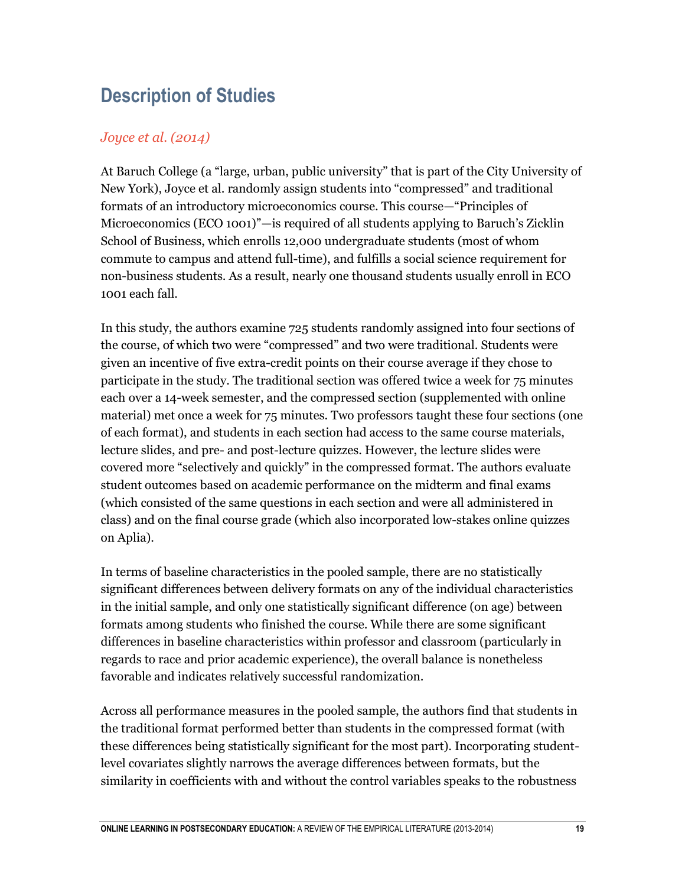## Description of Studies

### *Joyce et al. (2014)*

At Baruch College (a "large, urban, public university" that is part of the City University of New York), Joyce et al. randomly assign students into "compressed" and traditional formats of an introductory microeconomics course. This course—"Principles of Microeconomics (ECO 1001)"—is required of all students applying to Baruch's Zicklin School of Business, which enrolls 12,000 undergraduate students (most of whom commute to campus and attend full-time), and fulfills a social science requirement for non-business students. As a result, nearly one thousand students usually enroll in ECO 1001 each fall.

In this study, the authors examine 725 students randomly assigned into four sections of the course, of which two were "compressed" and two were traditional. Students were given an incentive of five extra-credit points on their course average if they chose to participate in the study. The traditional section was offered twice a week for 75 minutes each over a 14-week semester, and the compressed section (supplemented with online material) met once a week for 75 minutes. Two professors taught these four sections (one of each format), and students in each section had access to the same course materials, lecture slides, and pre- and post-lecture quizzes. However, the lecture slides were covered more "selectively and quickly" in the compressed format. The authors evaluate student outcomes based on academic performance on the midterm and final exams (which consisted of the same questions in each section and were all administered in class) and on the final course grade (which also incorporated low-stakes online quizzes on Aplia).

In terms of baseline characteristics in the pooled sample, there are no statistically significant differences between delivery formats on any of the individual characteristics in the initial sample, and only one statistically significant difference (on age) between formats among students who finished the course. While there are some significant differences in baseline characteristics within professor and classroom (particularly in regards to race and prior academic experience), the overall balance is nonetheless favorable and indicates relatively successful randomization.

Across all performance measures in the pooled sample, the authors find that students in the traditional format performed better than students in the compressed format (with these differences being statistically significant for the most part). Incorporating student-level covariates slightly narrows the average differences between formats, but the similarity in coefficients with and without the control variables speaks to the robustness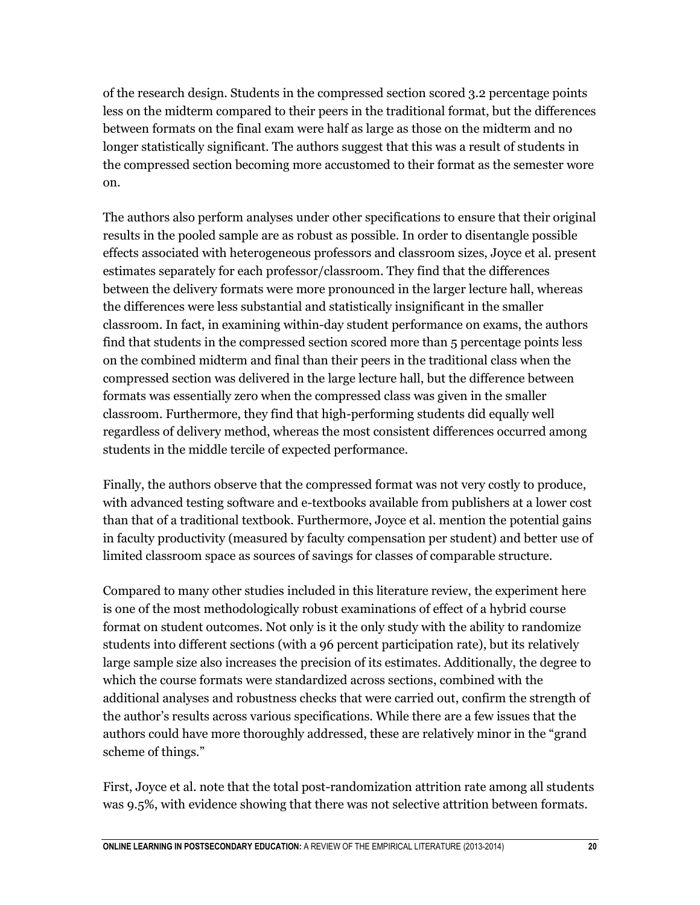of the research design. Students in the compressed section scored 3.2 percentage points less on the midterm compared to their peers in the traditional format, but the differences between formats on the final exam were half as large as those on the midterm and no longer statistically significant. The authors suggest that this was a result of students in the compressed section becoming more accustomed to their format as the semester wore on.

The authors also perform analyses under other specifications to ensure that their original results in the pooled sample are as robust as possible. In order to disentangle possible effects associated with heterogeneous professors and classroom sizes, Joyce et al. present estimates separately for each professor/classroom. They find that the differences between the delivery formats were more pronounced in the larger lecture hall, whereas the differences were less substantial and statistically insignificant in the smaller classroom. In fact, in examining within-day student performance on exams, the authors find that students in the compressed section scored more than 5 percentage points less on the combined midterm and final than their peers in the traditional class when the compressed section was delivered in the large lecture hall, but the difference between formats was essentially zero when the compressed class was given in the smaller classroom. Furthermore, they find that high-performing students did equally well regardless of delivery method, whereas the most consistent differences occurred among students in the middle tercile of expected performance.

Finally, the authors observe that the compressed format was not very costly to produce, with advanced testing software and e-textbooks available from publishers at a lower cost than that of a traditional textbook. Furthermore, Joyce et al. mention the potential gains in faculty productivity (measured by faculty compensation per student) and better use of limited classroom space as sources of savings for classes of comparable structure.

Compared to many other studies included in this literature review, the experiment here is one of the most methodologically robust examinations of effect of a hybrid course format on student outcomes. Not only is it the only study with the ability to randomize students into different sections (with a 96 percent participation rate), but its relatively large sample size also increases the precision of its estimates. Additionally, the degree to which the course formats were standardized across sections, combined with the additional analyses and robustness checks that were carried out, confirm the strength of the author's results across various specifications. While there are a few issues that the authors could have more thoroughly addressed, these are relatively minor in the "grand scheme of things."

First, Joyce et al. note that the total post-randomization attrition rate among all students was 9.5%, with evidence showing that there was not selective attrition between formats.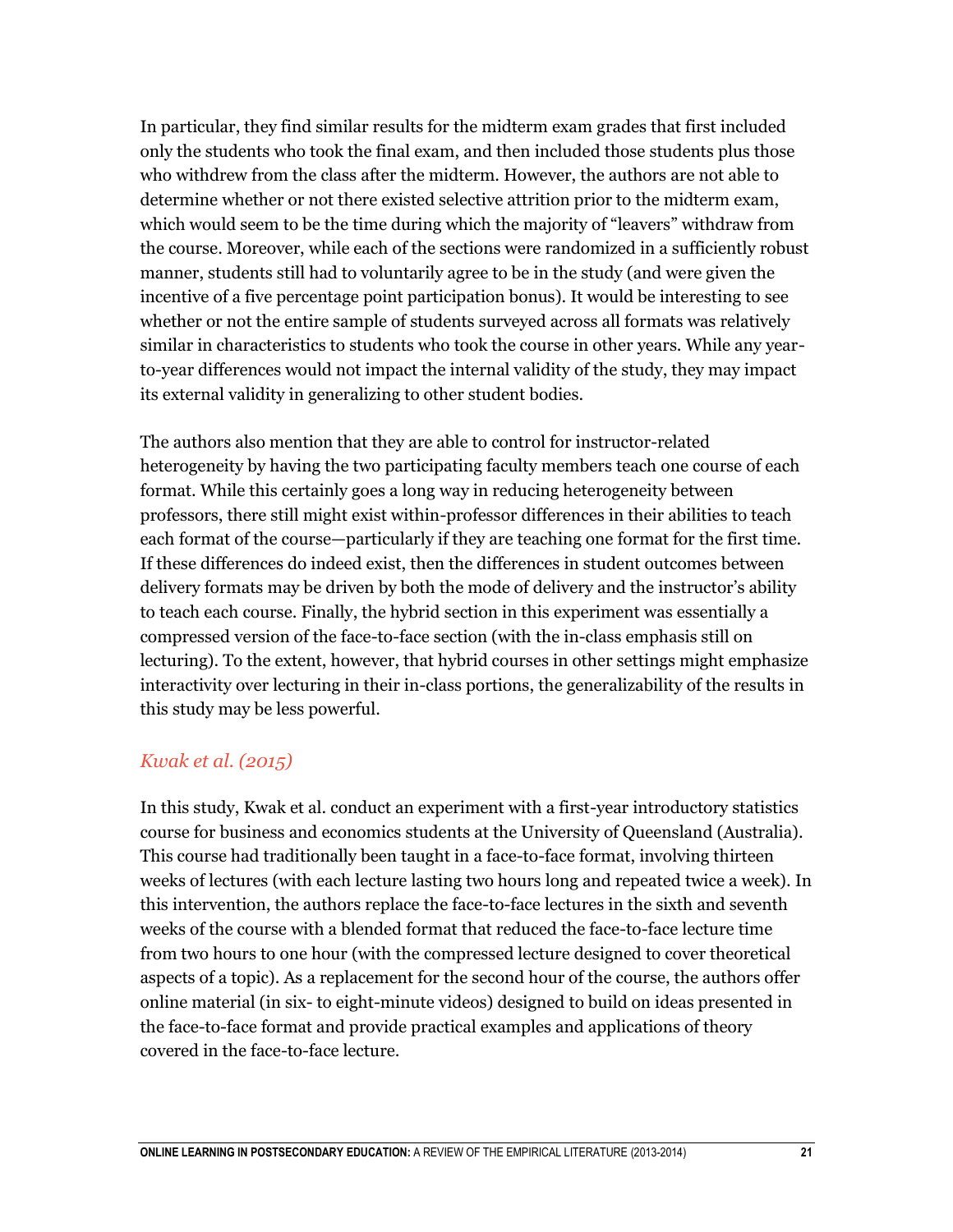In particular, they find similar results for the midterm exam grades that first included only the students who took the final exam, and then included those students plus those who withdrew from the class after the midterm. However, the authors are not able to determine whether or not there existed selective attrition prior to the midterm exam, which would seem to be the time during which the majority of "leavers" withdraw from the course. Moreover, while each of the sections were randomized in a sufficiently robust manner, students still had to voluntarily agree to be in the study (and were given the incentive of a five percentage point participation bonus). It would be interesting to see whether or not the entire sample of students surveyed across all formats was relatively similar in characteristics to students who took the course in other years. While any year-to-year differences would not impact the internal validity of the study, they may impact its external validity in generalizing to other student bodies.

The authors also mention that they are able to control for instructor-related heterogeneity by having the two participating faculty members teach one course of each format. While this certainly goes a long way in reducing heterogeneity between professors, there still might exist within-professor differences in their abilities to teach each format of the course—particularly if they are teaching one format for the first time. If these differences do indeed exist, then the differences in student outcomes between delivery formats may be driven by both the mode of delivery and the instructor's ability to teach each course. Finally, the hybrid section in this experiment was essentially a compressed version of the face-to-face section (with the in-class emphasis still on lecturing). To the extent, however, that hybrid courses in other settings might emphasize interactivity over lecturing in their in-class portions, the generalizability of the results in this study may be less powerful.

### *Kwak et al. (2015)*

In this study, Kwak et al. conduct an experiment with a first-year introductory statistics course for business and economics students at the University of Queensland (Australia). This course had traditionally been taught in a face-to-face format, involving thirteen weeks of lectures (with each lecture lasting two hours long and repeated twice a week). In this intervention, the authors replace the face-to-face lectures in the sixth and seventh weeks of the course with a blended format that reduced the face-to-face lecture time from two hours to one hour (with the compressed lecture designed to cover theoretical aspects of a topic). As a replacement for the second hour of the course, the authors offer online material (in six- to eight-minute videos) designed to build on ideas presented in the face-to-face format and provide practical examples and applications of theory covered in the face-to-face lecture.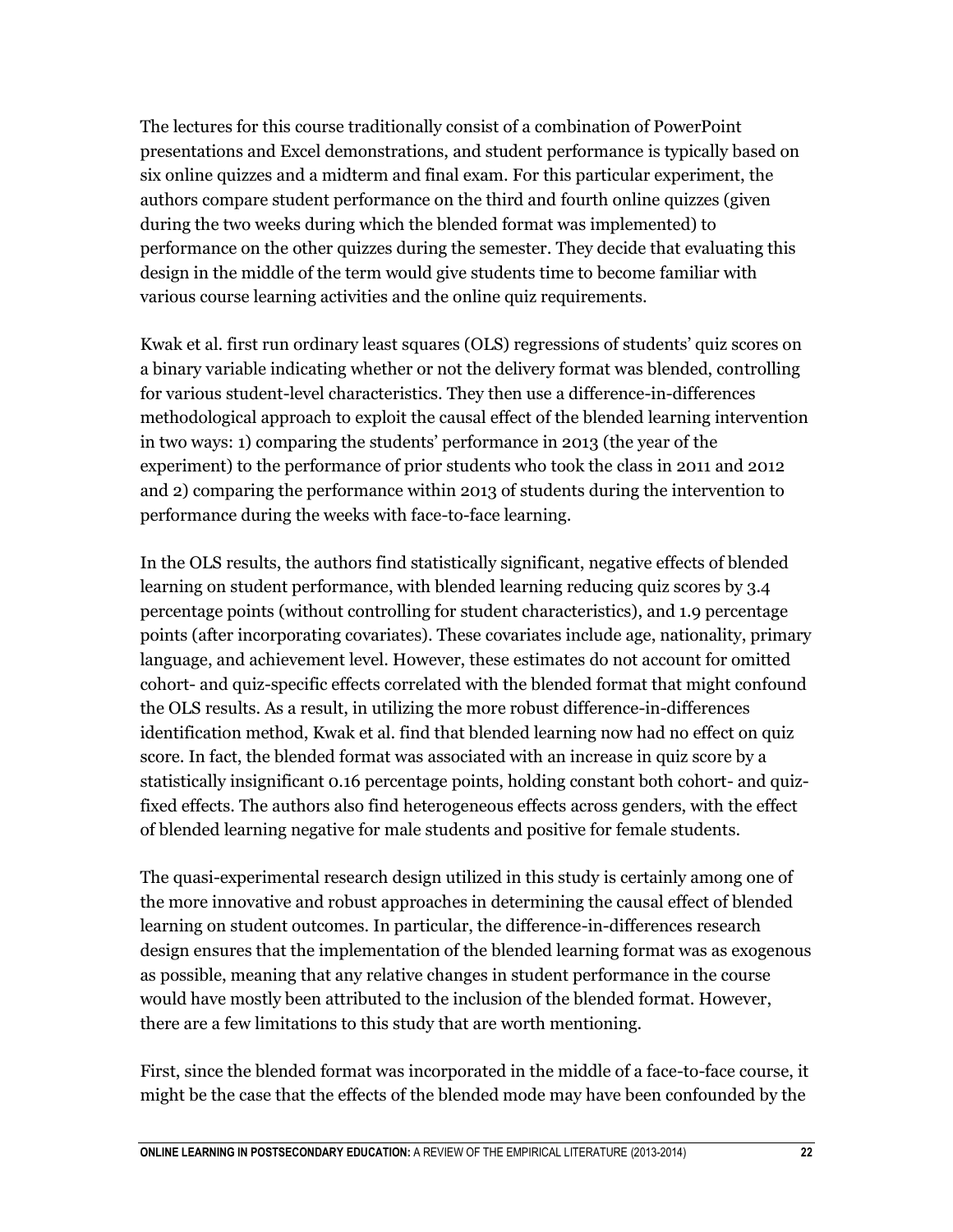The lectures for this course traditionally consist of a combination of PowerPoint presentations and Excel demonstrations, and student performance is typically based on six online quizzes and a midterm and final exam. For this particular experiment, the authors compare student performance on the third and fourth online quizzes (given during the two weeks during which the blended format was implemented) to performance on the other quizzes during the semester. They decide that evaluating this design in the middle of the term would give students time to become familiar with various course learning activities and the online quiz requirements.

Kwak et al. first run ordinary least squares (OLS) regressions of students' quiz scores on a binary variable indicating whether or not the delivery format was blended, controlling for various student-level characteristics. They then use a difference-in-differences methodological approach to exploit the causal effect of the blended learning intervention in two ways: 1) comparing the students' performance in 2013 (the year of the experiment) to the performance of prior students who took the class in 2011 and 2012 and 2) comparing the performance within 2013 of students during the intervention to performance during the weeks with face-to-face learning.

In the OLS results, the authors find statistically significant, negative effects of blended learning on student performance, with blended learning reducing quiz scores by 3.4 percentage points (without controlling for student characteristics), and 1.9 percentage points (after incorporating covariates). These covariates include age, nationality, primary language, and achievement level. However, these estimates do not account for omitted cohort- and quiz-specific effects correlated with the blended format that might confound the OLS results. As a result, in utilizing the more robust difference-in-differences identification method, Kwak et al. find that blended learning now had no effect on quiz score. In fact, the blended format was associated with an increase in quiz score by a statistically insignificant 0.16 percentage points, holding constant both cohort- and quiz-fixed effects. The authors also find heterogeneous effects across genders, with the effect of blended learning negative for male students and positive for female students.

The quasi-experimental research design utilized in this study is certainly among one of the more innovative and robust approaches in determining the causal effect of blended learning on student outcomes. In particular, the difference-in-differences research design ensures that the implementation of the blended learning format was as exogenous as possible, meaning that any relative changes in student performance in the course would have mostly been attributed to the inclusion of the blended format. However, there are a few limitations to this study that are worth mentioning.

First, since the blended format was incorporated in the middle of a face-to-face course, it might be the case that the effects of the blended mode may have been confounded by the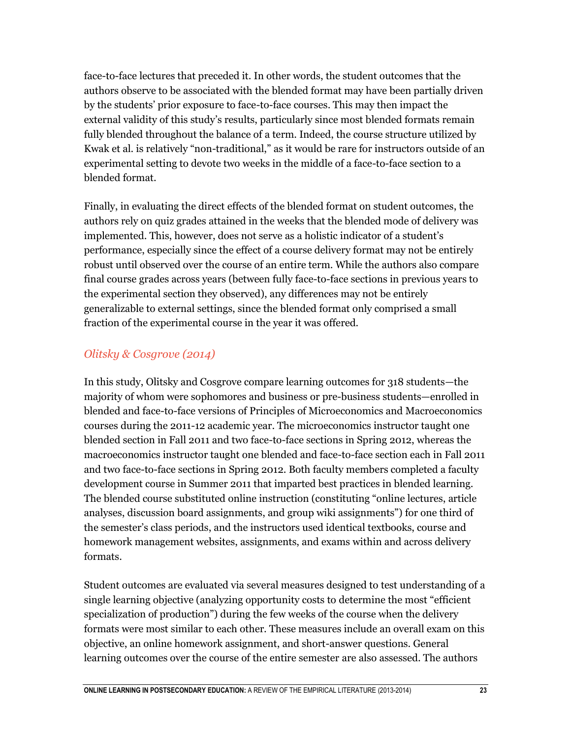face-to-face lectures that preceded it. In other words, the student outcomes that the authors observe to be associated with the blended format may have been partially driven by the students' prior exposure to face-to-face courses. This may then impact the external validity of this study's results, particularly since most blended formats remain fully blended throughout the balance of a term. Indeed, the course structure utilized by Kwak et al. is relatively "non-traditional," as it would be rare for instructors outside of an experimental setting to devote two weeks in the middle of a face-to-face section to a blended format.

Finally, in evaluating the direct effects of the blended format on student outcomes, the authors rely on quiz grades attained in the weeks that the blended mode of delivery was implemented. This, however, does not serve as a holistic indicator of a student's performance, especially since the effect of a course delivery format may not be entirely robust until observed over the course of an entire term. While the authors also compare final course grades across years (between fully face-to-face sections in previous years to the experimental section they observed), any differences may not be entirely generalizable to external settings, since the blended format only comprised a small fraction of the experimental course in the year it was offered.

### *Olitsky & Cosgrove (2014)*

In this study, Olitsky and Cosgrove compare learning outcomes for 318 students—the majority of whom were sophomores and business or pre-business students—enrolled in blended and face-to-face versions of Principles of Microeconomics and Macroeconomics courses during the 2011-12 academic year. The microeconomics instructor taught one blended section in Fall 2011 and two face-to-face sections in Spring 2012, whereas the macroeconomics instructor taught one blended and face-to-face section each in Fall 2011 and two face-to-face sections in Spring 2012. Both faculty members completed a faculty development course in Summer 2011 that imparted best practices in blended learning. The blended course substituted online instruction (constituting "online lectures, article analyses, discussion board assignments, and group wiki assignments") for one third of the semester's class periods, and the instructors used identical textbooks, course and homework management websites, assignments, and exams within and across delivery formats.

Student outcomes are evaluated via several measures designed to test understanding of a single learning objective (analyzing opportunity costs to determine the most "efficient specialization of production") during the few weeks of the course when the delivery formats were most similar to each other. These measures include an overall exam on this objective, an online homework assignment, and short-answer questions. General learning outcomes over the course of the entire semester are also assessed. The authors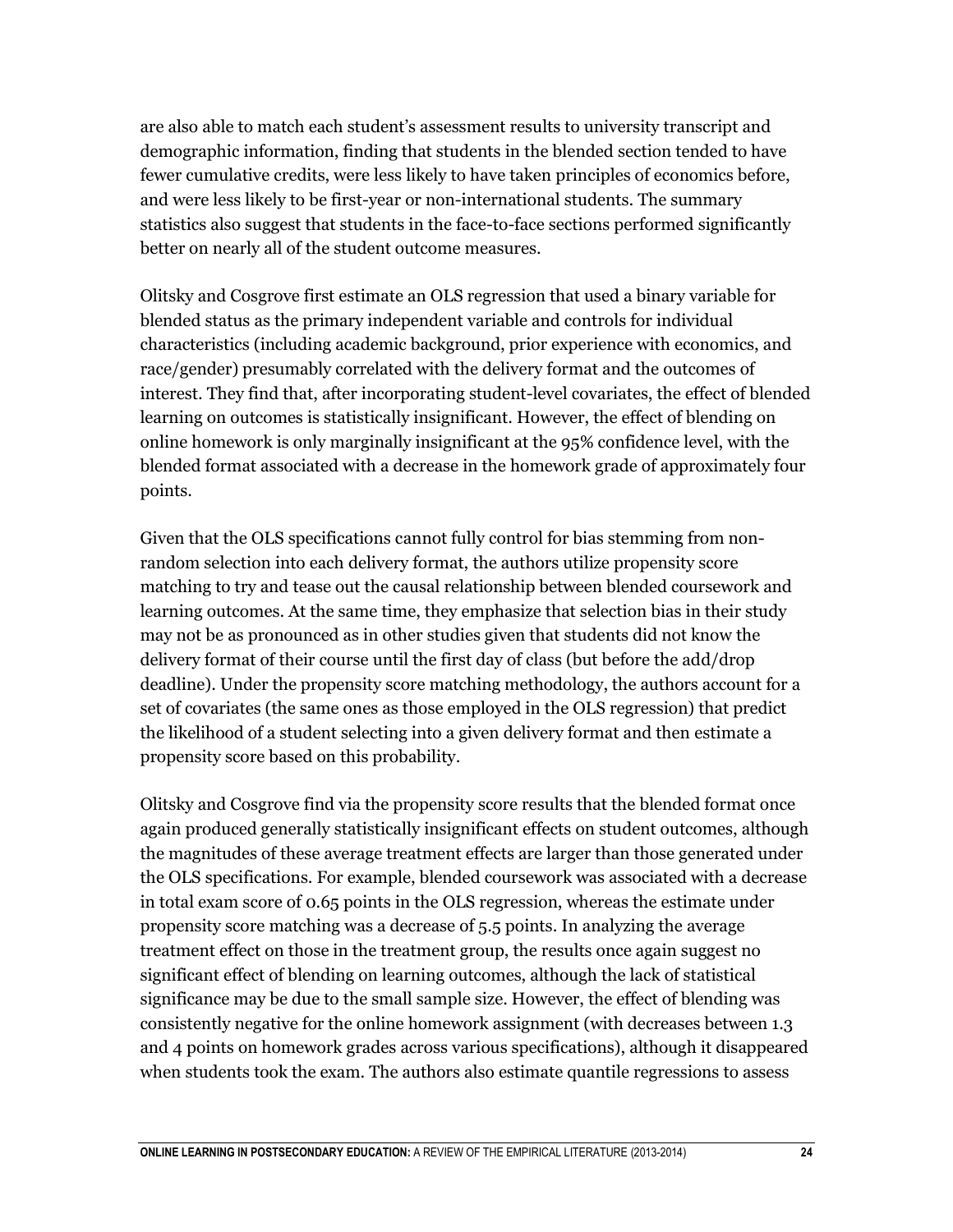are also able to match each student's assessment results to university transcript and demographic information, finding that students in the blended section tended to have fewer cumulative credits, were less likely to have taken principles of economics before, and were less likely to be first-year or non-international students. The summary statistics also suggest that students in the face-to-face sections performed significantly better on nearly all of the student outcome measures.

Olitsky and Cosgrove first estimate an OLS regression that used a binary variable for blended status as the primary independent variable and controls for individual characteristics (including academic background, prior experience with economics, and race/gender) presumably correlated with the delivery format and the outcomes of interest. They find that, after incorporating student-level covariates, the effect of blended learning on outcomes is statistically insignificant. However, the effect of blending on online homework is only marginally insignificant at the 95% confidence level, with the blended format associated with a decrease in the homework grade of approximately four points.

Given that the OLS specifications cannot fully control for bias stemming from non-random selection into each delivery format, the authors utilize propensity score matching to try and tease out the causal relationship between blended coursework and learning outcomes. At the same time, they emphasize that selection bias in their study may not be as pronounced as in other studies given that students did not know the delivery format of their course until the first day of class (but before the add/drop deadline). Under the propensity score matching methodology, the authors account for a set of covariates (the same ones as those employed in the OLS regression) that predict the likelihood of a student selecting into a given delivery format and then estimate a propensity score based on this probability.

Olitsky and Cosgrove find via the propensity score results that the blended format once again produced generally statistically insignificant effects on student outcomes, although the magnitudes of these average treatment effects are larger than those generated under the OLS specifications. For example, blended coursework was associated with a decrease in total exam score of 0.65 points in the OLS regression, whereas the estimate under propensity score matching was a decrease of 5.5 points. In analyzing the average treatment effect on those in the treatment group, the results once again suggest no significant effect of blending on learning outcomes, although the lack of statistical significance may be due to the small sample size. However, the effect of blending was consistently negative for the online homework assignment (with decreases between 1.3 and 4 points on homework grades across various specifications), although it disappeared when students took the exam. The authors also estimate quantile regressions to assess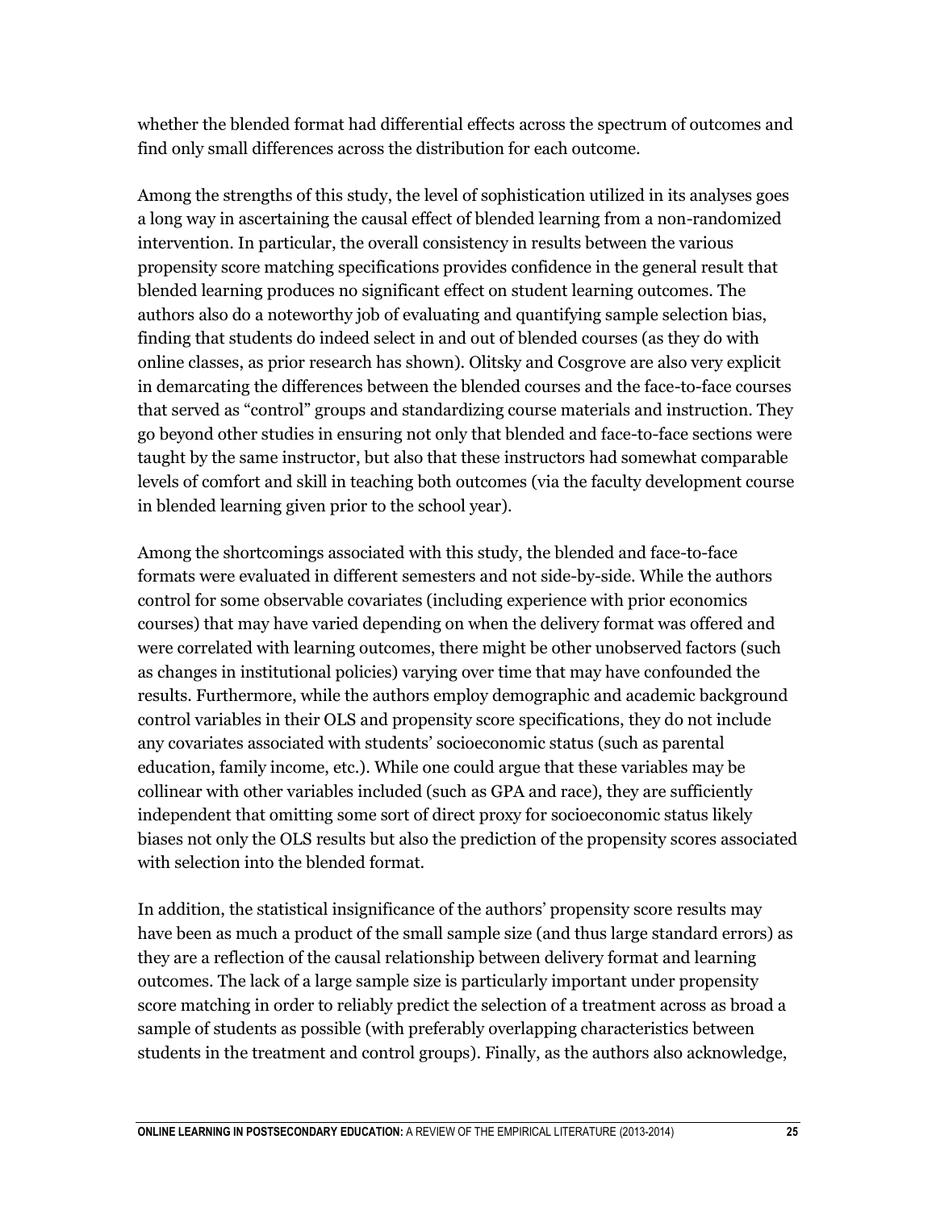whether the blended format had differential effects across the spectrum of outcomes and find only small differences across the distribution for each outcome.

Among the strengths of this study, the level of sophistication utilized in its analyses goes a long way in ascertaining the causal effect of blended learning from a non-randomized intervention. In particular, the overall consistency in results between the various propensity score matching specifications provides confidence in the general result that blended learning produces no significant effect on student learning outcomes. The authors also do a noteworthy job of evaluating and quantifying sample selection bias, finding that students do indeed select in and out of blended courses (as they do with online classes, as prior research has shown). Olitsky and Cosgrove are also very explicit in demarcating the differences between the blended courses and the face-to-face courses that served as "control" groups and standardizing course materials and instruction. They go beyond other studies in ensuring not only that blended and face-to-face sections were taught by the same instructor, but also that these instructors had somewhat comparable levels of comfort and skill in teaching both outcomes (via the faculty development course in blended learning given prior to the school year).

Among the shortcomings associated with this study, the blended and face-to-face formats were evaluated in different semesters and not side-by-side. While the authors control for some observable covariates (including experience with prior economics courses) that may have varied depending on when the delivery format was offered and were correlated with learning outcomes, there might be other unobserved factors (such as changes in institutional policies) varying over time that may have confounded the results. Furthermore, while the authors employ demographic and academic background control variables in their OLS and propensity score specifications, they do not include any covariates associated with students' socioeconomic status (such as parental education, family income, etc.). While one could argue that these variables may be collinear with other variables included (such as GPA and race), they are sufficiently independent that omitting some sort of direct proxy for socioeconomic status likely biases not only the OLS results but also the prediction of the propensity scores associated with selection into the blended format.

In addition, the statistical insignificance of the authors' propensity score results may have been as much a product of the small sample size (and thus large standard errors) as they are a reflection of the causal relationship between delivery format and learning outcomes. The lack of a large sample size is particularly important under propensity score matching in order to reliably predict the selection of a treatment across as broad a sample of students as possible (with preferably overlapping characteristics between students in the treatment and control groups). Finally, as the authors also acknowledge,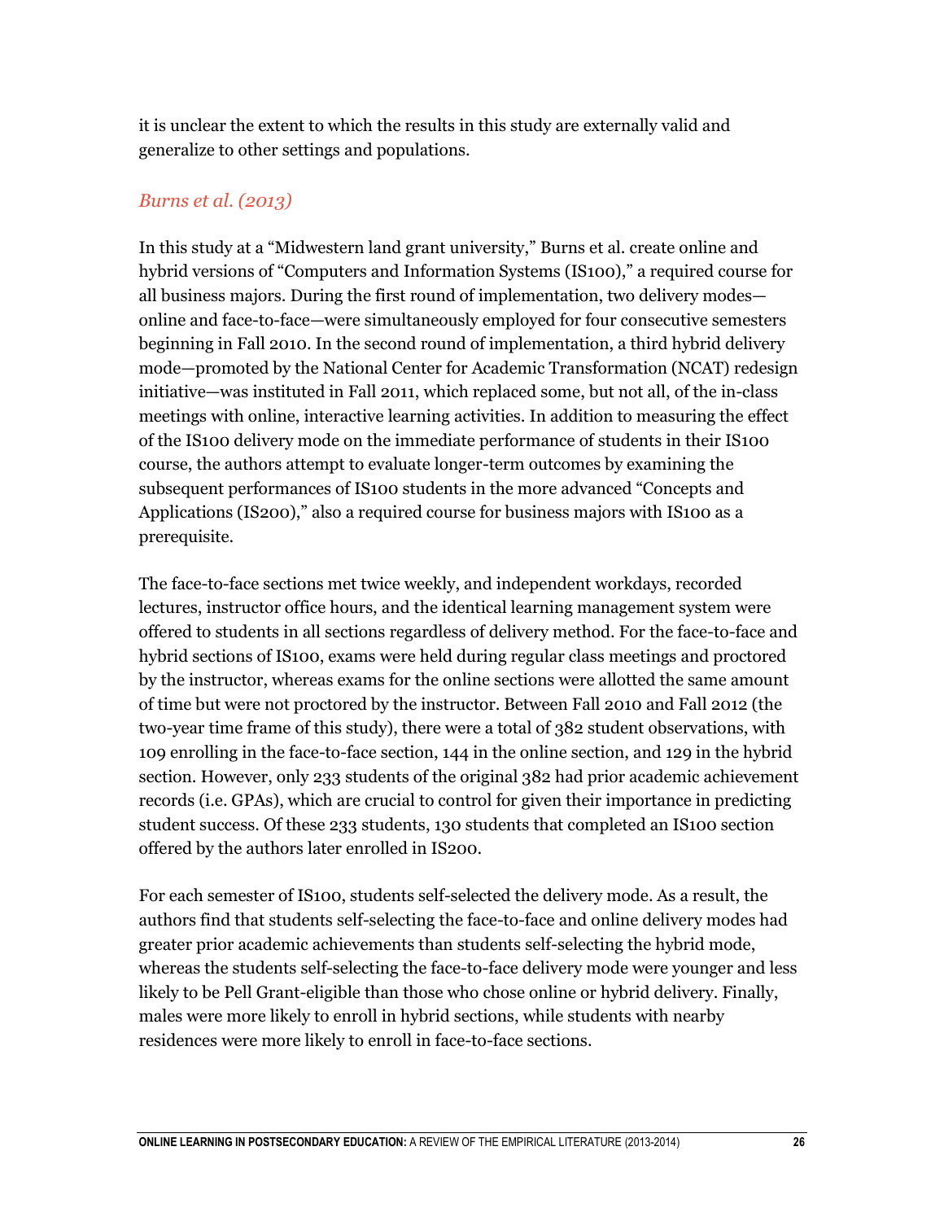it is unclear the extent to which the results in this study are externally valid and generalize to other settings and populations.

### *Burns et al. (2013)*

In this study at a "Midwestern land grant university," Burns et al. create online and hybrid versions of "Computers and Information Systems (IS100)," a required course for all business majors. During the first round of implementation, two delivery modes—online and face-to-face—were simultaneously employed for four consecutive semesters beginning in Fall 2010. In the second round of implementation, a third hybrid delivery mode—promoted by the National Center for Academic Transformation (NCAT) redesign initiative—was instituted in Fall 2011, which replaced some, but not all, of the in-class meetings with online, interactive learning activities. In addition to measuring the effect of the IS100 delivery mode on the immediate performance of students in their IS100 course, the authors attempt to evaluate longer-term outcomes by examining the subsequent performances of IS100 students in the more advanced "Concepts and Applications (IS200)," also a required course for business majors with IS100 as a prerequisite.

The face-to-face sections met twice weekly, and independent workdays, recorded lectures, instructor office hours, and the identical learning management system were offered to students in all sections regardless of delivery method. For the face-to-face and hybrid sections of IS100, exams were held during regular class meetings and proctored by the instructor, whereas exams for the online sections were allotted the same amount of time but were not proctored by the instructor. Between Fall 2010 and Fall 2012 (the two-year time frame of this study), there were a total of 382 student observations, with 109 enrolling in the face-to-face section, 144 in the online section, and 129 in the hybrid section. However, only 233 students of the original 382 had prior academic achievement records (i.e. GPAs), which are crucial to control for given their importance in predicting student success. Of these 233 students, 130 students that completed an IS100 section offered by the authors later enrolled in IS200.

For each semester of IS100, students self-selected the delivery mode. As a result, the authors find that students self-selecting the face-to-face and online delivery modes had greater prior academic achievements than students self-selecting the hybrid mode, whereas the students self-selecting the face-to-face delivery mode were younger and less likely to be Pell Grant-eligible than those who chose online or hybrid delivery. Finally, males were more likely to enroll in hybrid sections, while students with nearby residences were more likely to enroll in face-to-face sections.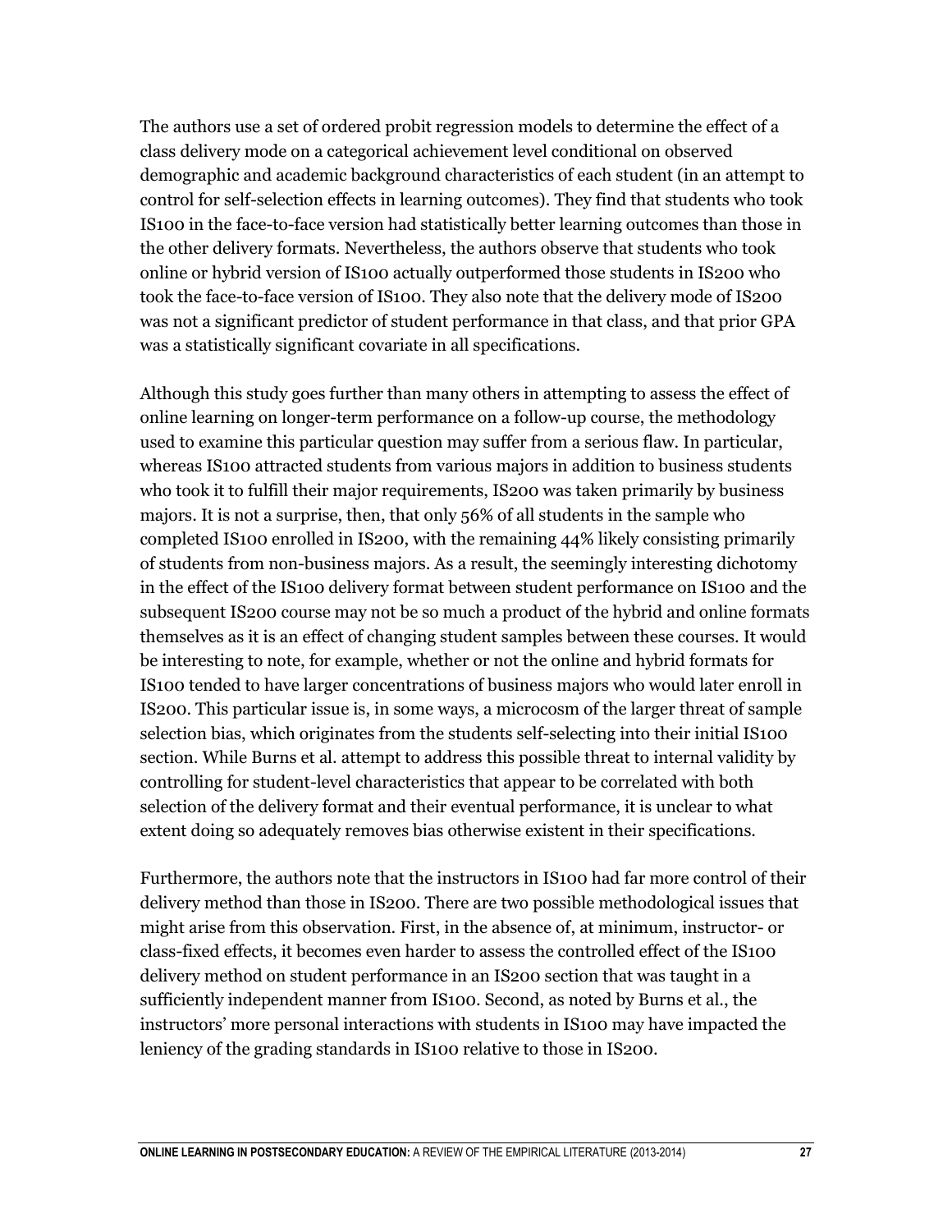The authors use a set of ordered probit regression models to determine the effect of a class delivery mode on a categorical achievement level conditional on observed demographic and academic background characteristics of each student (in an attempt to control for self-selection effects in learning outcomes). They find that students who took IS100 in the face-to-face version had statistically better learning outcomes than those in the other delivery formats. Nevertheless, the authors observe that students who took online or hybrid version of IS100 actually outperformed those students in IS200 who took the face-to-face version of IS100. They also note that the delivery mode of IS200 was not a significant predictor of student performance in that class, and that prior GPA was a statistically significant covariate in all specifications.

Although this study goes further than many others in attempting to assess the effect of online learning on longer-term performance on a follow-up course, the methodology used to examine this particular question may suffer from a serious flaw. In particular, whereas IS100 attracted students from various majors in addition to business students who took it to fulfill their major requirements, IS200 was taken primarily by business majors. It is not a surprise, then, that only 56% of all students in the sample who completed IS100 enrolled in IS200, with the remaining 44% likely consisting primarily of students from non-business majors. As a result, the seemingly interesting dichotomy in the effect of the IS100 delivery format between student performance on IS100 and the subsequent IS200 course may not be so much a product of the hybrid and online formats themselves as it is an effect of changing student samples between these courses. It would be interesting to note, for example, whether or not the online and hybrid formats for IS100 tended to have larger concentrations of business majors who would later enroll in IS200. This particular issue is, in some ways, a microcosm of the larger threat of sample selection bias, which originates from the students self-selecting into their initial IS100 section. While Burns et al. attempt to address this possible threat to internal validity by controlling for student-level characteristics that appear to be correlated with both selection of the delivery format and their eventual performance, it is unclear to what extent doing so adequately removes bias otherwise existent in their specifications.

Furthermore, the authors note that the instructors in IS100 had far more control of their delivery method than those in IS200. There are two possible methodological issues that might arise from this observation. First, in the absence of, at minimum, instructor- or class-fixed effects, it becomes even harder to assess the controlled effect of the IS100 delivery method on student performance in an IS200 section that was taught in a sufficiently independent manner from IS100. Second, as noted by Burns et al., the instructors' more personal interactions with students in IS100 may have impacted the leniency of the grading standards in IS100 relative to those in IS200.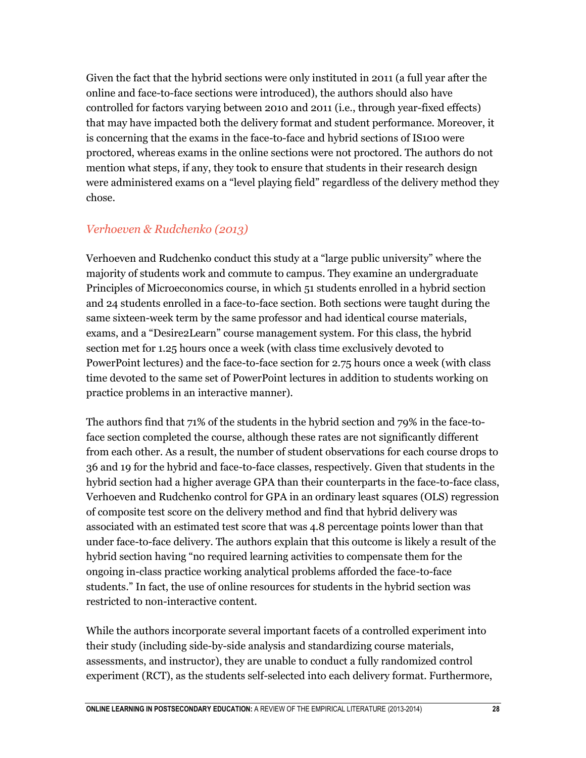Given the fact that the hybrid sections were only instituted in 2011 (a full year after the online and face-to-face sections were introduced), the authors should also have controlled for factors varying between 2010 and 2011 (i.e., through year-fixed effects) that may have impacted both the delivery format and student performance. Moreover, it is concerning that the exams in the face-to-face and hybrid sections of IS100 were proctored, whereas exams in the online sections were not proctored. The authors do not mention what steps, if any, they took to ensure that students in their research design were administered exams on a "level playing field" regardless of the delivery method they chose.

### *Verhoeven & Rudchenko (2013)*

Verhoeven and Rudchenko conduct this study at a "large public university" where the majority of students work and commute to campus. They examine an undergraduate Principles of Microeconomics course, in which 51 students enrolled in a hybrid section and 24 students enrolled in a face-to-face section. Both sections were taught during the same sixteen-week term by the same professor and had identical course materials, exams, and a "Desire2Learn" course management system. For this class, the hybrid section met for 1.25 hours once a week (with class time exclusively devoted to PowerPoint lectures) and the face-to-face section for 2.75 hours once a week (with class time devoted to the same set of PowerPoint lectures in addition to students working on practice problems in an interactive manner).

The authors find that 71% of the students in the hybrid section and 79% in the face-to-face section completed the course, although these rates are not significantly different from each other. As a result, the number of student observations for each course drops to 36 and 19 for the hybrid and face-to-face classes, respectively. Given that students in the hybrid section had a higher average GPA than their counterparts in the face-to-face class, Verhoeven and Rudchenko control for GPA in an ordinary least squares (OLS) regression of composite test score on the delivery method and find that hybrid delivery was associated with an estimated test score that was 4.8 percentage points lower than that under face-to-face delivery. The authors explain that this outcome is likely a result of the hybrid section having "no required learning activities to compensate them for the ongoing in-class practice working analytical problems afforded the face-to-face students." In fact, the use of online resources for students in the hybrid section was restricted to non-interactive content.

While the authors incorporate several important facets of a controlled experiment into their study (including side-by-side analysis and standardizing course materials, assessments, and instructor), they are unable to conduct a fully randomized control experiment (RCT), as the students self-selected into each delivery format. Furthermore,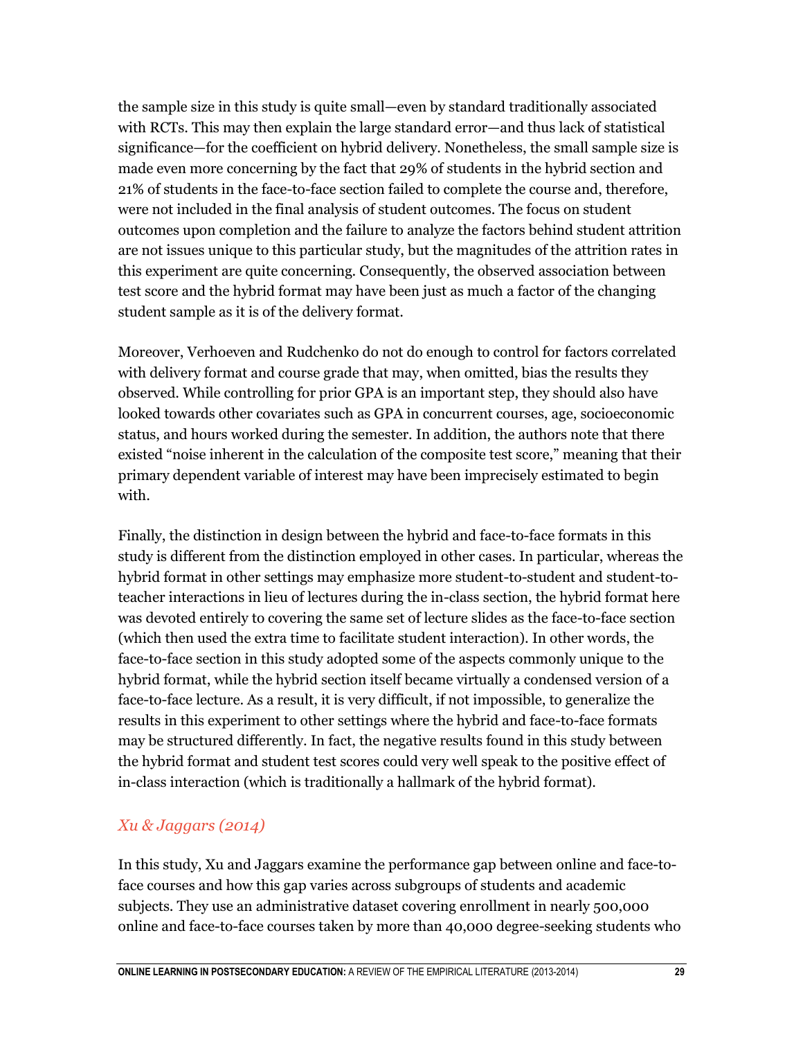the sample size in this study is quite small—even by standard traditionally associated with RCTs. This may then explain the large standard error—and thus lack of statistical significance—for the coefficient on hybrid delivery. Nonetheless, the small sample size is made even more concerning by the fact that 29% of students in the hybrid section and 21% of students in the face-to-face section failed to complete the course and, therefore, were not included in the final analysis of student outcomes. The focus on student outcomes upon completion and the failure to analyze the factors behind student attrition are not issues unique to this particular study, but the magnitudes of the attrition rates in this experiment are quite concerning. Consequently, the observed association between test score and the hybrid format may have been just as much a factor of the changing student sample as it is of the delivery format.

Moreover, Verhoeven and Rudchenko do not do enough to control for factors correlated with delivery format and course grade that may, when omitted, bias the results they observed. While controlling for prior GPA is an important step, they should also have looked towards other covariates such as GPA in concurrent courses, age, socioeconomic status, and hours worked during the semester. In addition, the authors note that there existed "noise inherent in the calculation of the composite test score," meaning that their primary dependent variable of interest may have been imprecisely estimated to begin with.

Finally, the distinction in design between the hybrid and face-to-face formats in this study is different from the distinction employed in other cases. In particular, whereas the hybrid format in other settings may emphasize more student-to-student and student-to-teacher interactions in lieu of lectures during the in-class section, the hybrid format here was devoted entirely to covering the same set of lecture slides as the face-to-face section (which then used the extra time to facilitate student interaction). In other words, the face-to-face section in this study adopted some of the aspects commonly unique to the hybrid format, while the hybrid section itself became virtually a condensed version of a face-to-face lecture. As a result, it is very difficult, if not impossible, to generalize the results in this experiment to other settings where the hybrid and face-to-face formats may be structured differently. In fact, the negative results found in this study between the hybrid format and student test scores could very well speak to the positive effect of in-class interaction (which is traditionally a hallmark of the hybrid format).

### *Xu & Jaggars (2014)*

In this study, Xu and Jaggars examine the performance gap between online and face-to-face courses and how this gap varies across subgroups of students and academic subjects. They use an administrative dataset covering enrollment in nearly 500,000 online and face-to-face courses taken by more than 40,000 degree-seeking students who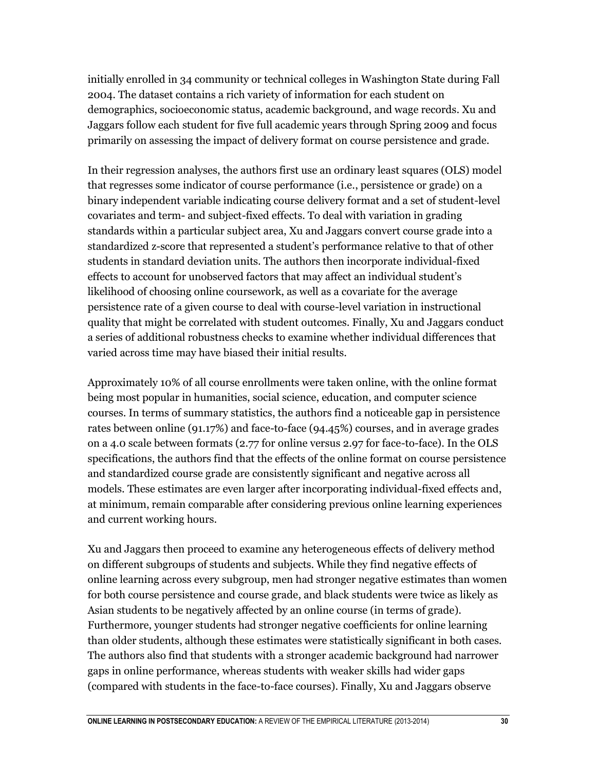initially enrolled in 34 community or technical colleges in Washington State during Fall 2004. The dataset contains a rich variety of information for each student on demographics, socioeconomic status, academic background, and wage records. Xu and Jaggars follow each student for five full academic years through Spring 2009 and focus primarily on assessing the impact of delivery format on course persistence and grade.

In their regression analyses, the authors first use an ordinary least squares (OLS) model that regresses some indicator of course performance (i.e., persistence or grade) on a binary independent variable indicating course delivery format and a set of student-level covariates and term- and subject-fixed effects. To deal with variation in grading standards within a particular subject area, Xu and Jaggars convert course grade into a standardized z-score that represented a student's performance relative to that of other students in standard deviation units. The authors then incorporate individual-fixed effects to account for unobserved factors that may affect an individual student's likelihood of choosing online coursework, as well as a covariate for the average persistence rate of a given course to deal with course-level variation in instructional quality that might be correlated with student outcomes. Finally, Xu and Jaggars conduct a series of additional robustness checks to examine whether individual differences that varied across time may have biased their initial results.

Approximately 10% of all course enrollments were taken online, with the online format being most popular in humanities, social science, education, and computer science courses. In terms of summary statistics, the authors find a noticeable gap in persistence rates between online (91.17%) and face-to-face (94.45%) courses, and in average grades on a 4.0 scale between formats (2.77 for online versus 2.97 for face-to-face). In the OLS specifications, the authors find that the effects of the online format on course persistence and standardized course grade are consistently significant and negative across all models. These estimates are even larger after incorporating individual-fixed effects and, at minimum, remain comparable after considering previous online learning experiences and current working hours.

Xu and Jaggars then proceed to examine any heterogeneous effects of delivery method on different subgroups of students and subjects. While they find negative effects of online learning across every subgroup, men had stronger negative estimates than women for both course persistence and course grade, and black students were twice as likely as Asian students to be negatively affected by an online course (in terms of grade). Furthermore, younger students had stronger negative coefficients for online learning than older students, although these estimates were statistically significant in both cases. The authors also find that students with a stronger academic background had narrower gaps in online performance, whereas students with weaker skills had wider gaps (compared with students in the face-to-face courses). Finally, Xu and Jaggars observe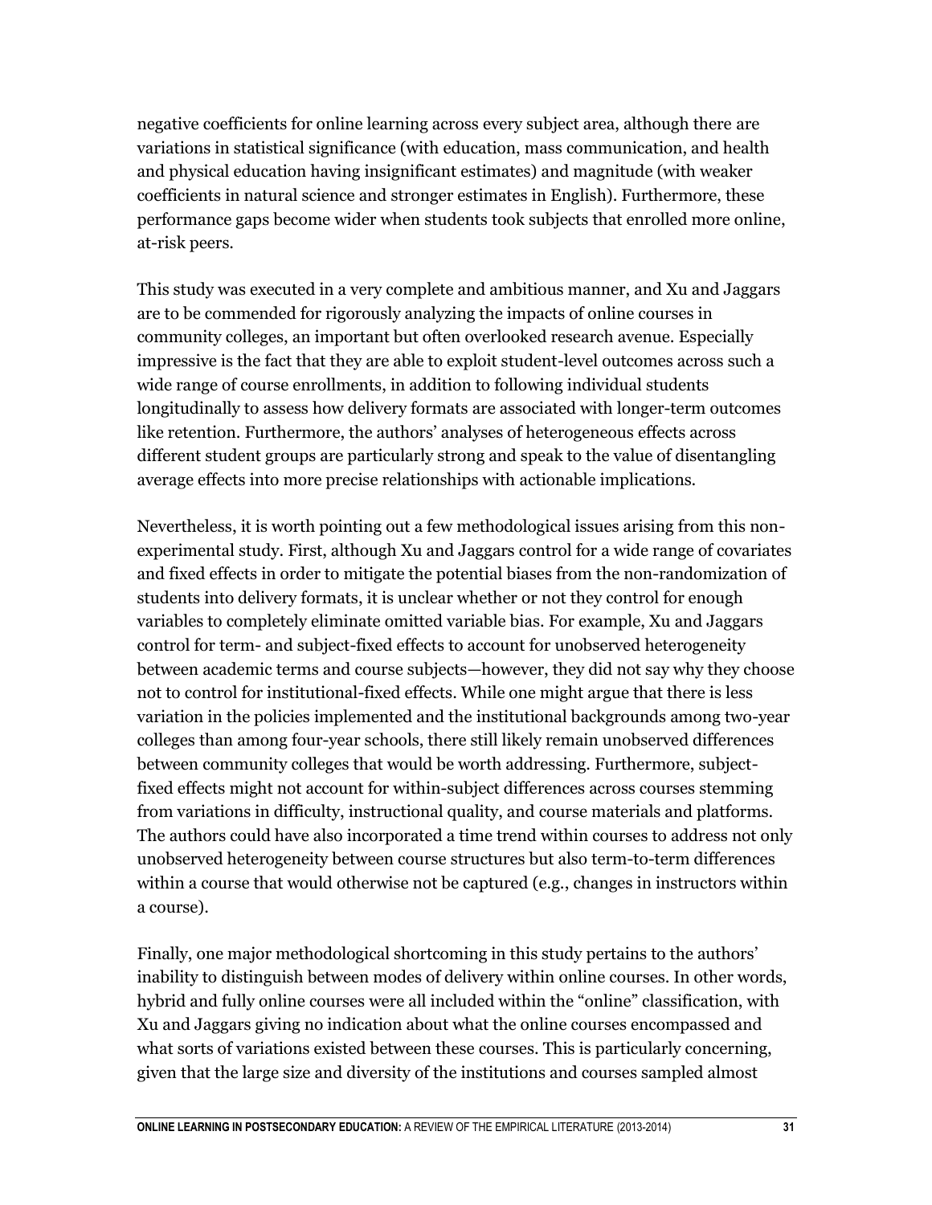negative coefficients for online learning across every subject area, although there are variations in statistical significance (with education, mass communication, and health and physical education having insignificant estimates) and magnitude (with weaker coefficients in natural science and stronger estimates in English). Furthermore, these performance gaps become wider when students took subjects that enrolled more online, at-risk peers.

This study was executed in a very complete and ambitious manner, and Xu and Jaggars are to be commended for rigorously analyzing the impacts of online courses in community colleges, an important but often overlooked research avenue. Especially impressive is the fact that they are able to exploit student-level outcomes across such a wide range of course enrollments, in addition to following individual students longitudinally to assess how delivery formats are associated with longer-term outcomes like retention. Furthermore, the authors' analyses of heterogeneous effects across different student groups are particularly strong and speak to the value of disentangling average effects into more precise relationships with actionable implications.

Nevertheless, it is worth pointing out a few methodological issues arising from this non-experimental study. First, although Xu and Jaggars control for a wide range of covariates and fixed effects in order to mitigate the potential biases from the non-randomization of students into delivery formats, it is unclear whether or not they control for enough variables to completely eliminate omitted variable bias. For example, Xu and Jaggars control for term- and subject-fixed effects to account for unobserved heterogeneity between academic terms and course subjects—however, they did not say why they choose not to control for institutional-fixed effects. While one might argue that there is less variation in the policies implemented and the institutional backgrounds among two-year colleges than among four-year schools, there still likely remain unobserved differences between community colleges that would be worth addressing. Furthermore, subject-fixed effects might not account for within-subject differences across courses stemming from variations in difficulty, instructional quality, and course materials and platforms. The authors could have also incorporated a time trend within courses to address not only unobserved heterogeneity between course structures but also term-to-term differences within a course that would otherwise not be captured (e.g., changes in instructors within a course).

Finally, one major methodological shortcoming in this study pertains to the authors' inability to distinguish between modes of delivery within online courses. In other words, hybrid and fully online courses were all included within the "online" classification, with Xu and Jaggars giving no indication about what the online courses encompassed and what sorts of variations existed between these courses. This is particularly concerning, given that the large size and diversity of the institutions and courses sampled almost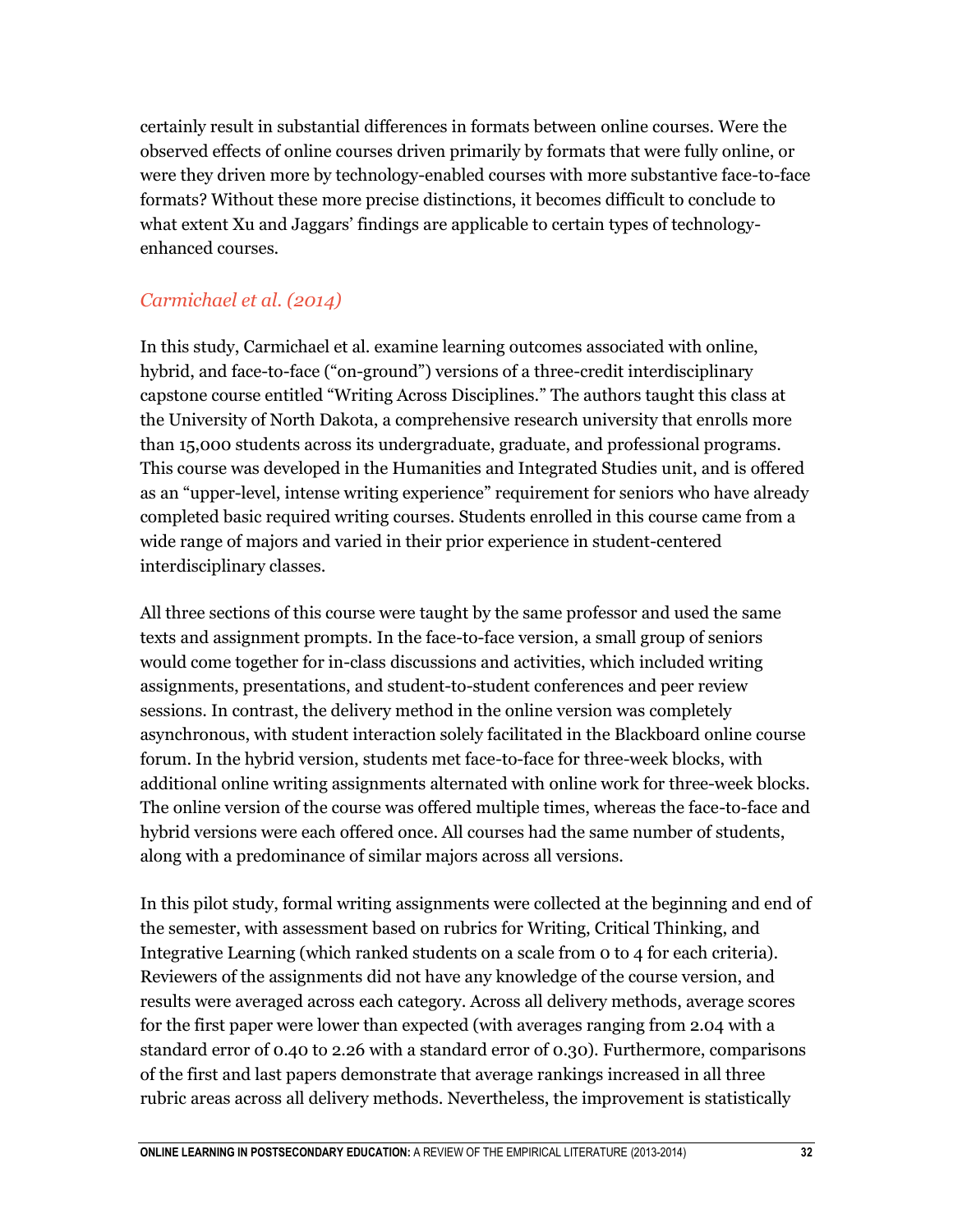certainly result in substantial differences in formats between online courses. Were the observed effects of online courses driven primarily by formats that were fully online, or were they driven more by technology-enabled courses with more substantive face-to-face formats? Without these more precise distinctions, it becomes difficult to conclude to what extent Xu and Jaggars' findings are applicable to certain types of technology-enhanced courses.

### *Carmichael et al. (2014)*

In this study, Carmichael et al. examine learning outcomes associated with online, hybrid, and face-to-face ("on-ground") versions of a three-credit interdisciplinary capstone course entitled "Writing Across Disciplines." The authors taught this class at the University of North Dakota, a comprehensive research university that enrolls more than 15,000 students across its undergraduate, graduate, and professional programs. This course was developed in the Humanities and Integrated Studies unit, and is offered as an "upper-level, intense writing experience" requirement for seniors who have already completed basic required writing courses. Students enrolled in this course came from a wide range of majors and varied in their prior experience in student-centered interdisciplinary classes.

All three sections of this course were taught by the same professor and used the same texts and assignment prompts. In the face-to-face version, a small group of seniors would come together for in-class discussions and activities, which included writing assignments, presentations, and student-to-student conferences and peer review sessions. In contrast, the delivery method in the online version was completely asynchronous, with student interaction solely facilitated in the Blackboard online course forum. In the hybrid version, students met face-to-face for three-week blocks, with additional online writing assignments alternated with online work for three-week blocks. The online version of the course was offered multiple times, whereas the face-to-face and hybrid versions were each offered once. All courses had the same number of students, along with a predominance of similar majors across all versions.

In this pilot study, formal writing assignments were collected at the beginning and end of the semester, with assessment based on rubrics for Writing, Critical Thinking, and Integrative Learning (which ranked students on a scale from 0 to 4 for each criteria). Reviewers of the assignments did not have any knowledge of the course version, and results were averaged across each category. Across all delivery methods, average scores for the first paper were lower than expected (with averages ranging from 2.04 with a standard error of 0.40 to 2.26 with a standard error of 0.30). Furthermore, comparisons of the first and last papers demonstrate that average rankings increased in all three rubric areas across all delivery methods. Nevertheless, the improvement is statistically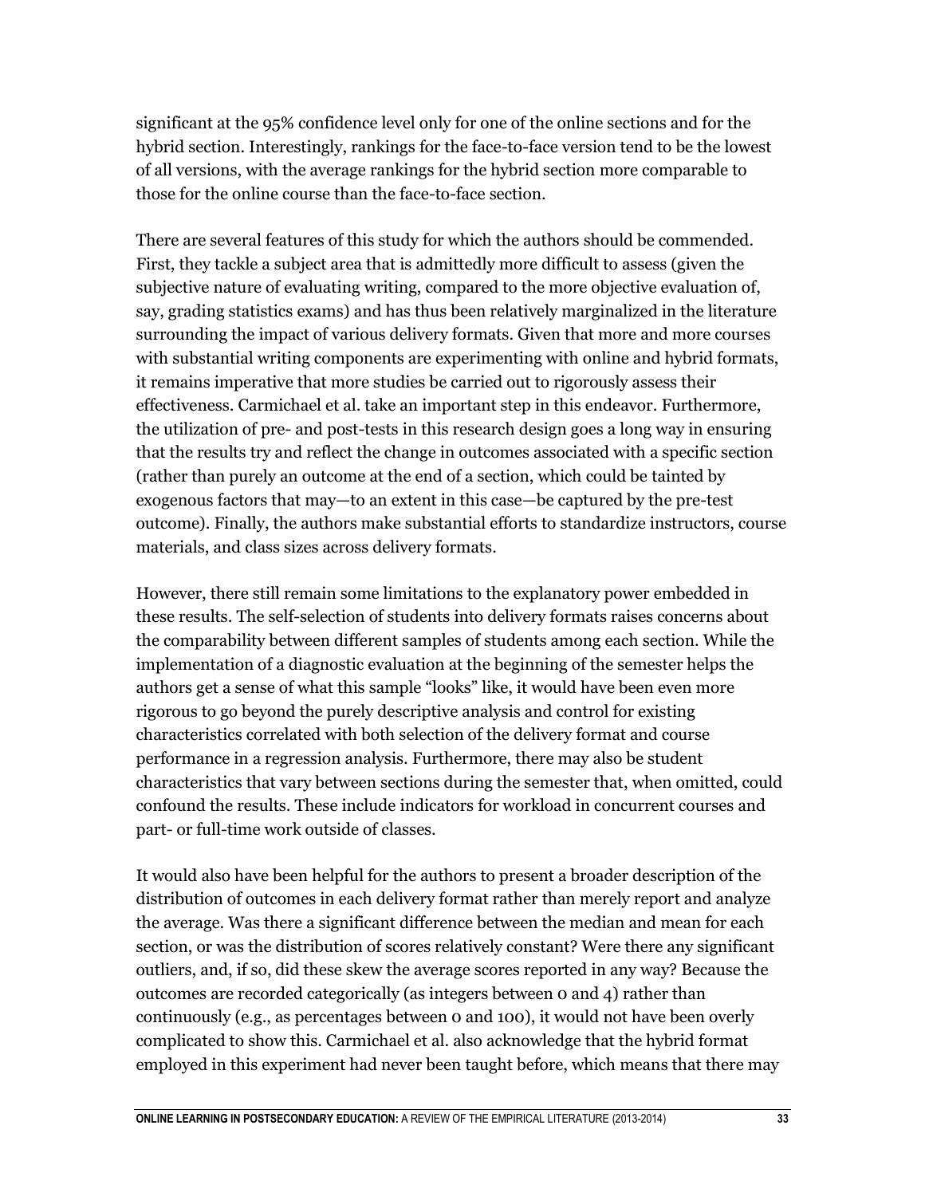significant at the 95% confidence level only for one of the online sections and for the hybrid section. Interestingly, rankings for the face-to-face version tend to be the lowest of all versions, with the average rankings for the hybrid section more comparable to those for the online course than the face-to-face section.

There are several features of this study for which the authors should be commended. First, they tackle a subject area that is admittedly more difficult to assess (given the subjective nature of evaluating writing, compared to the more objective evaluation of, say, grading statistics exams) and has thus been relatively marginalized in the literature surrounding the impact of various delivery formats. Given that more and more courses with substantial writing components are experimenting with online and hybrid formats, it remains imperative that more studies be carried out to rigorously assess their effectiveness. Carmichael et al. take an important step in this endeavor. Furthermore, the utilization of pre- and post-tests in this research design goes a long way in ensuring that the results try and reflect the change in outcomes associated with a specific section (rather than purely an outcome at the end of a section, which could be tainted by exogenous factors that may—to an extent in this case—be captured by the pre-test outcome). Finally, the authors make substantial efforts to standardize instructors, course materials, and class sizes across delivery formats.

However, there still remain some limitations to the explanatory power embedded in these results. The self-selection of students into delivery formats raises concerns about the comparability between different samples of students among each section. While the implementation of a diagnostic evaluation at the beginning of the semester helps the authors get a sense of what this sample "looks" like, it would have been even more rigorous to go beyond the purely descriptive analysis and control for existing characteristics correlated with both selection of the delivery format and course performance in a regression analysis. Furthermore, there may also be student characteristics that vary between sections during the semester that, when omitted, could confound the results. These include indicators for workload in concurrent courses and part- or full-time work outside of classes.

It would also have been helpful for the authors to present a broader description of the distribution of outcomes in each delivery format rather than merely report and analyze the average. Was there a significant difference between the median and mean for each section, or was the distribution of scores relatively constant? Were there any significant outliers, and, if so, did these skew the average scores reported in any way? Because the outcomes are recorded categorically (as integers between 0 and 4) rather than continuously (e.g., as percentages between 0 and 100), it would not have been overly complicated to show this. Carmichael et al. also acknowledge that the hybrid format employed in this experiment had never been taught before, which means that there may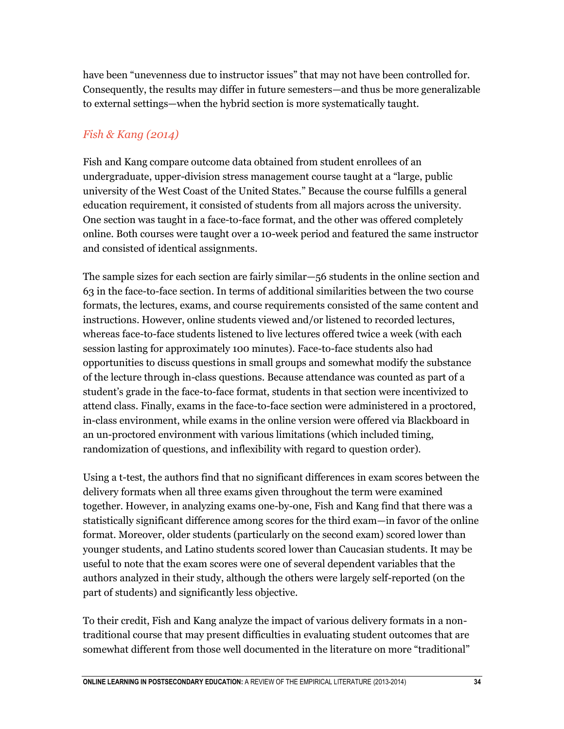have been "unevenness due to instructor issues" that may not have been controlled for. Consequently, the results may differ in future semesters—and thus be more generalizable to external settings—when the hybrid section is more systematically taught.

### *Fish & Kang (2014)*

Fish and Kang compare outcome data obtained from student enrollees of an undergraduate, upper-division stress management course taught at a "large, public university of the West Coast of the United States." Because the course fulfills a general education requirement, it consisted of students from all majors across the university. One section was taught in a face-to-face format, and the other was offered completely online. Both courses were taught over a 10-week period and featured the same instructor and consisted of identical assignments.

The sample sizes for each section are fairly similar—56 students in the online section and 63 in the face-to-face section. In terms of additional similarities between the two course formats, the lectures, exams, and course requirements consisted of the same content and instructions. However, online students viewed and/or listened to recorded lectures, whereas face-to-face students listened to live lectures offered twice a week (with each session lasting for approximately 100 minutes). Face-to-face students also had opportunities to discuss questions in small groups and somewhat modify the substance of the lecture through in-class questions. Because attendance was counted as part of a student's grade in the face-to-face format, students in that section were incentivized to attend class. Finally, exams in the face-to-face section were administered in a proctored, in-class environment, while exams in the online version were offered via Blackboard in an un-proctored environment with various limitations (which included timing, randomization of questions, and inflexibility with regard to question order).

Using a t-test, the authors find that no significant differences in exam scores between the delivery formats when all three exams given throughout the term were examined together. However, in analyzing exams one-by-one, Fish and Kang find that there was a statistically significant difference among scores for the third exam—in favor of the online format. Moreover, older students (particularly on the second exam) scored lower than younger students, and Latino students scored lower than Caucasian students. It may be useful to note that the exam scores were one of several dependent variables that the authors analyzed in their study, although the others were largely self-reported (on the part of students) and significantly less objective.

To their credit, Fish and Kang analyze the impact of various delivery formats in a non-traditional course that may present difficulties in evaluating student outcomes that are somewhat different from those well documented in the literature on more "traditional"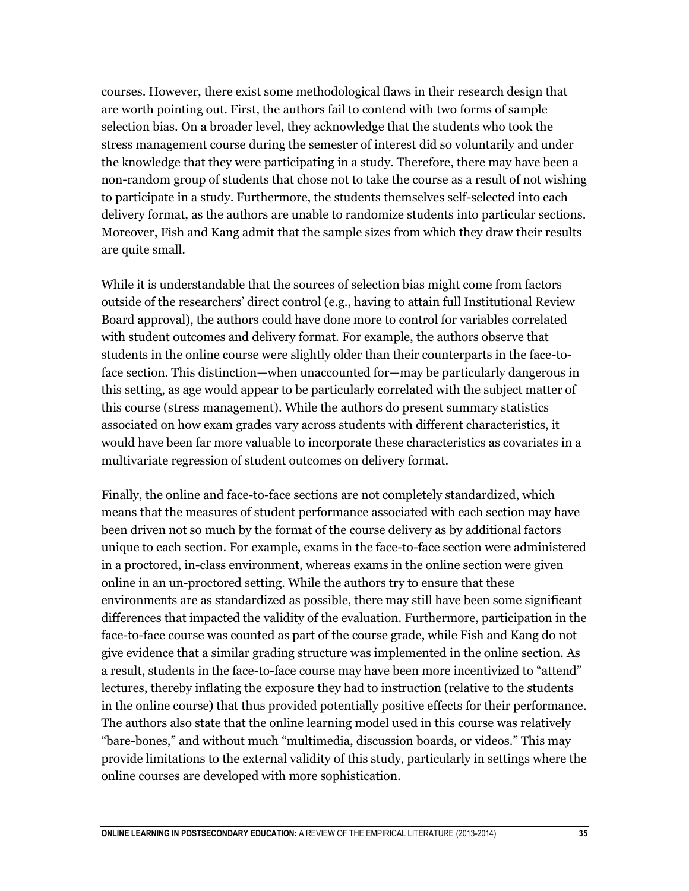courses. However, there exist some methodological flaws in their research design that are worth pointing out. First, the authors fail to contend with two forms of sample selection bias. On a broader level, they acknowledge that the students who took the stress management course during the semester of interest did so voluntarily and under the knowledge that they were participating in a study. Therefore, there may have been a non-random group of students that chose not to take the course as a result of not wishing to participate in a study. Furthermore, the students themselves self-selected into each delivery format, as the authors are unable to randomize students into particular sections. Moreover, Fish and Kang admit that the sample sizes from which they draw their results are quite small.

While it is understandable that the sources of selection bias might come from factors outside of the researchers' direct control (e.g., having to attain full Institutional Review Board approval), the authors could have done more to control for variables correlated with student outcomes and delivery format. For example, the authors observe that students in the online course were slightly older than their counterparts in the face-to-face section. This distinction—when unaccounted for—may be particularly dangerous in this setting, as age would appear to be particularly correlated with the subject matter of this course (stress management). While the authors do present summary statistics associated on how exam grades vary across students with different characteristics, it would have been far more valuable to incorporate these characteristics as covariates in a multivariate regression of student outcomes on delivery format.

Finally, the online and face-to-face sections are not completely standardized, which means that the measures of student performance associated with each section may have been driven not so much by the format of the course delivery as by additional factors unique to each section. For example, exams in the face-to-face section were administered in a proctored, in-class environment, whereas exams in the online section were given online in an un-proctored setting. While the authors try to ensure that these environments are as standardized as possible, there may still have been some significant differences that impacted the validity of the evaluation. Furthermore, participation in the face-to-face course was counted as part of the course grade, while Fish and Kang do not give evidence that a similar grading structure was implemented in the online section. As a result, students in the face-to-face course may have been more incentivized to "attend" lectures, thereby inflating the exposure they had to instruction (relative to the students in the online course) that thus provided potentially positive effects for their performance. The authors also state that the online learning model used in this course was relatively "bare-bones," and without much "multimedia, discussion boards, or videos." This may provide limitations to the external validity of this study, particularly in settings where the online courses are developed with more sophistication.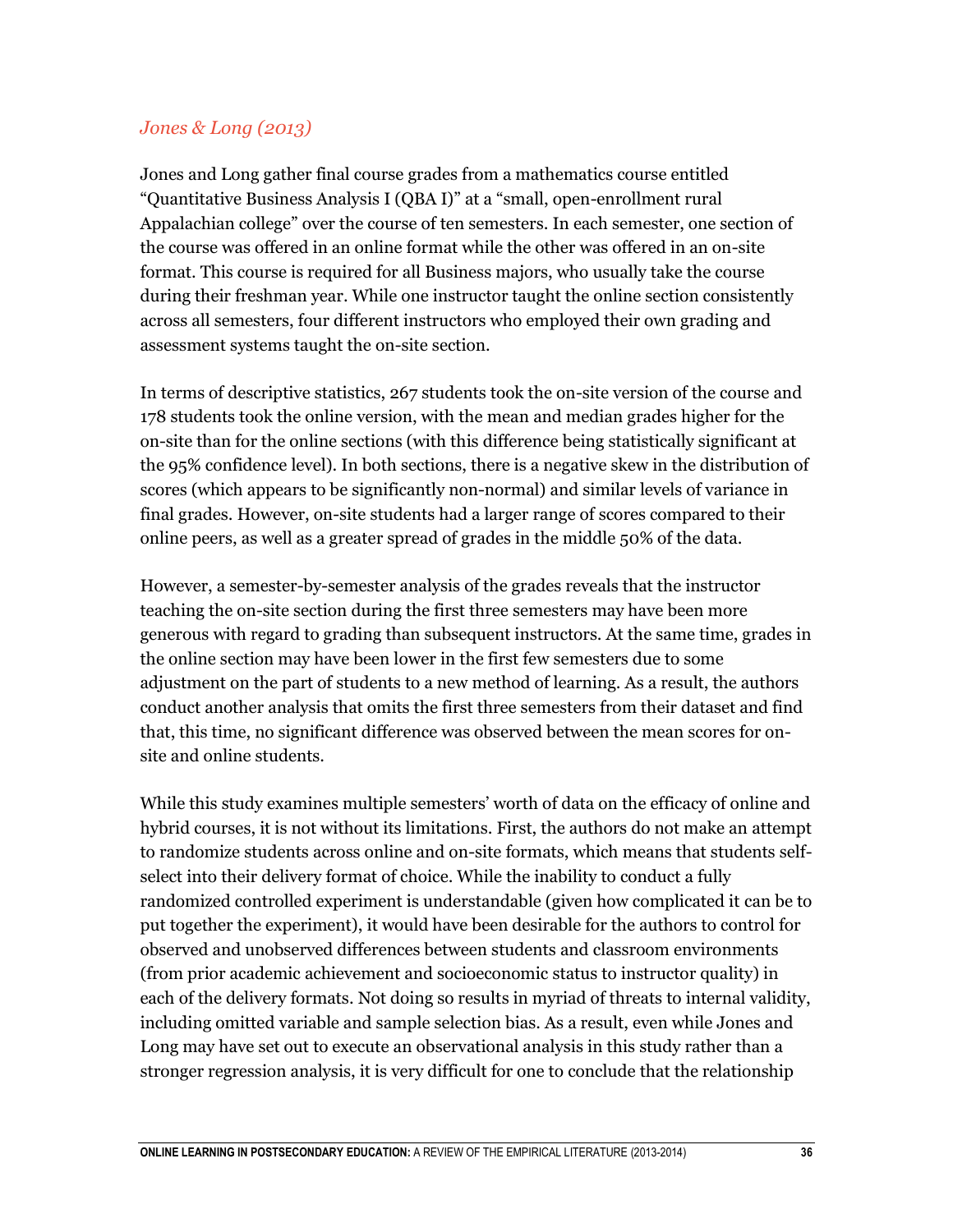### *Jones & Long (2013)*

Jones and Long gather final course grades from a mathematics course entitled "Quantitative Business Analysis I (QBA I)" at a "small, open-enrollment rural Appalachian college" over the course of ten semesters. In each semester, one section of the course was offered in an online format while the other was offered in an on-site format. This course is required for all Business majors, who usually take the course during their freshman year. While one instructor taught the online section consistently across all semesters, four different instructors who employed their own grading and assessment systems taught the on-site section.

In terms of descriptive statistics, 267 students took the on-site version of the course and 178 students took the online version, with the mean and median grades higher for the on-site than for the online sections (with this difference being statistically significant at the 95% confidence level). In both sections, there is a negative skew in the distribution of scores (which appears to be significantly non-normal) and similar levels of variance in final grades. However, on-site students had a larger range of scores compared to their online peers, as well as a greater spread of grades in the middle 50% of the data.

However, a semester-by-semester analysis of the grades reveals that the instructor teaching the on-site section during the first three semesters may have been more generous with regard to grading than subsequent instructors. At the same time, grades in the online section may have been lower in the first few semesters due to some adjustment on the part of students to a new method of learning. As a result, the authors conduct another analysis that omits the first three semesters from their dataset and find that, this time, no significant difference was observed between the mean scores for on-site and online students.

While this study examines multiple semesters' worth of data on the efficacy of online and hybrid courses, it is not without its limitations. First, the authors do not make an attempt to randomize students across online and on-site formats, which means that students self-select into their delivery format of choice. While the inability to conduct a fully randomized controlled experiment is understandable (given how complicated it can be to put together the experiment), it would have been desirable for the authors to control for observed and unobserved differences between students and classroom environments (from prior academic achievement and socioeconomic status to instructor quality) in each of the delivery formats. Not doing so results in myriad of threats to internal validity, including omitted variable and sample selection bias. As a result, even while Jones and Long may have set out to execute an observational analysis in this study rather than a stronger regression analysis, it is very difficult for one to conclude that the relationship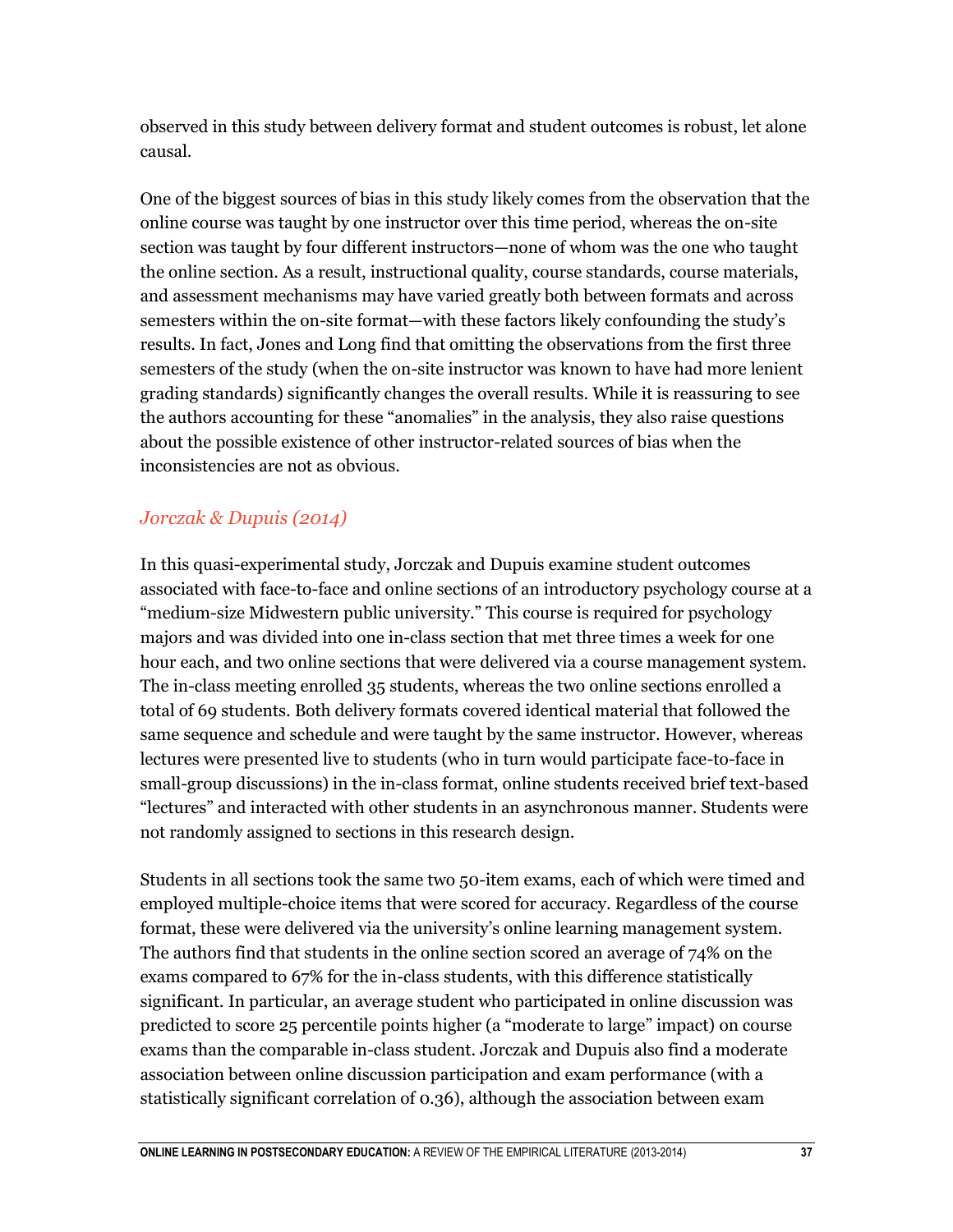observed in this study between delivery format and student outcomes is robust, let alone causal.

One of the biggest sources of bias in this study likely comes from the observation that the online course was taught by one instructor over this time period, whereas the on-site section was taught by four different instructors—none of whom was the one who taught the online section. As a result, instructional quality, course standards, course materials, and assessment mechanisms may have varied greatly both between formats and across semesters within the on-site format—with these factors likely confounding the study's results. In fact, Jones and Long find that omitting the observations from the first three semesters of the study (when the on-site instructor was known to have had more lenient grading standards) significantly changes the overall results. While it is reassuring to see the authors accounting for these "anomalies" in the analysis, they also raise questions about the possible existence of other instructor-related sources of bias when the inconsistencies are not as obvious.

### *Jorczak & Dupuis (2014)*

In this quasi-experimental study, Jorczak and Dupuis examine student outcomes associated with face-to-face and online sections of an introductory psychology course at a "medium-size Midwestern public university." This course is required for psychology majors and was divided into one in-class section that met three times a week for one hour each, and two online sections that were delivered via a course management system. The in-class meeting enrolled 35 students, whereas the two online sections enrolled a total of 69 students. Both delivery formats covered identical material that followed the same sequence and schedule and were taught by the same instructor. However, whereas lectures were presented live to students (who in turn would participate face-to-face in small-group discussions) in the in-class format, online students received brief text-based "lectures" and interacted with other students in an asynchronous manner. Students were not randomly assigned to sections in this research design.

Students in all sections took the same two 50-item exams, each of which were timed and employed multiple-choice items that were scored for accuracy. Regardless of the course format, these were delivered via the university's online learning management system. The authors find that students in the online section scored an average of 74% on the exams compared to 67% for the in-class students, with this difference statistically significant. In particular, an average student who participated in online discussion was predicted to score 25 percentile points higher (a "moderate to large" impact) on course exams than the comparable in-class student. Jorczak and Dupuis also find a moderate association between online discussion participation and exam performance (with a statistically significant correlation of 0.36), although the association between exam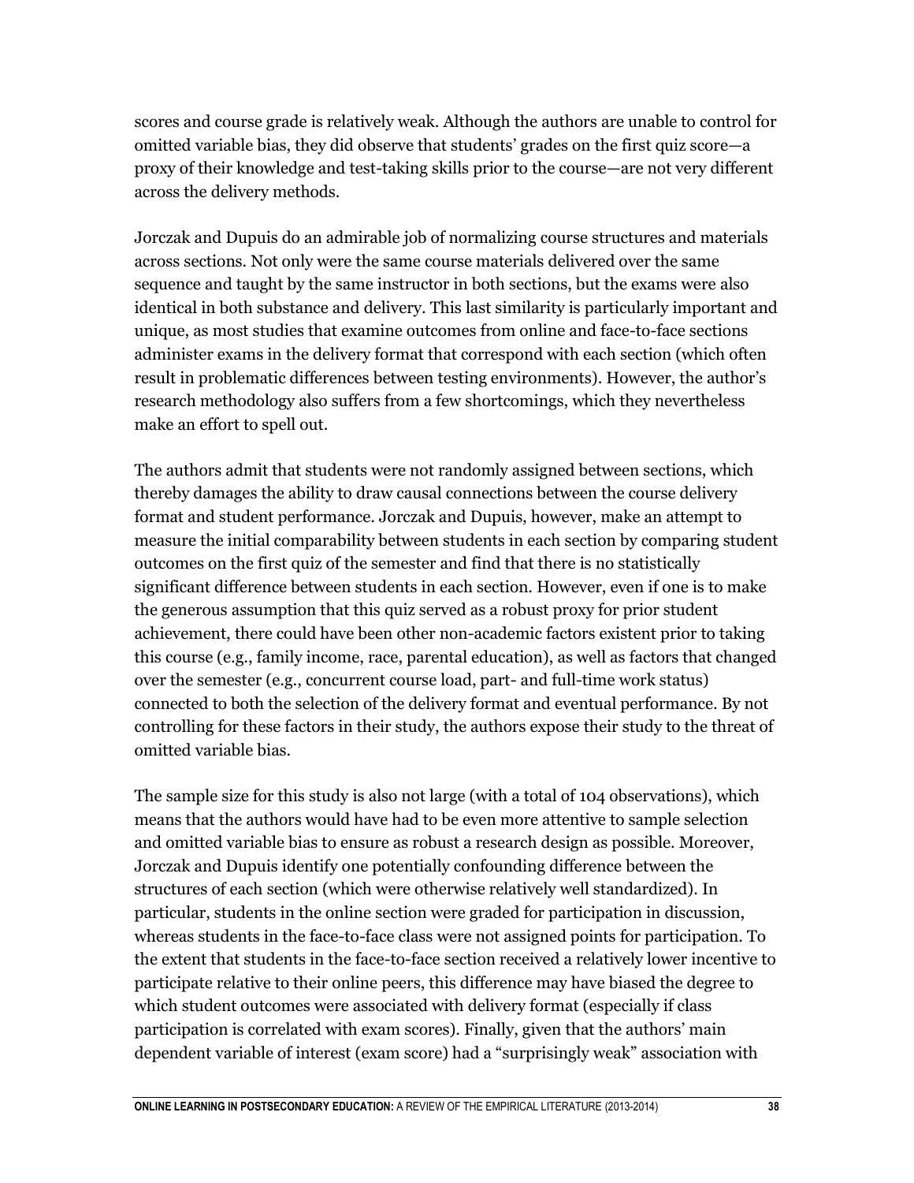scores and course grade is relatively weak. Although the authors are unable to control for omitted variable bias, they did observe that students' grades on the first quiz score—a proxy of their knowledge and test-taking skills prior to the course—are not very different across the delivery methods.

Jorczak and Dupuis do an admirable job of normalizing course structures and materials across sections. Not only were the same course materials delivered over the same sequence and taught by the same instructor in both sections, but the exams were also identical in both substance and delivery. This last similarity is particularly important and unique, as most studies that examine outcomes from online and face-to-face sections administer exams in the delivery format that correspond with each section (which often result in problematic differences between testing environments). However, the author's research methodology also suffers from a few shortcomings, which they nevertheless make an effort to spell out.

The authors admit that students were not randomly assigned between sections, which thereby damages the ability to draw causal connections between the course delivery format and student performance. Jorczak and Dupuis, however, make an attempt to measure the initial comparability between students in each section by comparing student outcomes on the first quiz of the semester and find that there is no statistically significant difference between students in each section. However, even if one is to make the generous assumption that this quiz served as a robust proxy for prior student achievement, there could have been other non-academic factors existent prior to taking this course (e.g., family income, race, parental education), as well as factors that changed over the semester (e.g., concurrent course load, part- and full-time work status) connected to both the selection of the delivery format and eventual performance. By not controlling for these factors in their study, the authors expose their study to the threat of omitted variable bias.

The sample size for this study is also not large (with a total of 104 observations), which means that the authors would have had to be even more attentive to sample selection and omitted variable bias to ensure as robust a research design as possible. Moreover, Jorczak and Dupuis identify one potentially confounding difference between the structures of each section (which were otherwise relatively well standardized). In particular, students in the online section were graded for participation in discussion, whereas students in the face-to-face class were not assigned points for participation. To the extent that students in the face-to-face section received a relatively lower incentive to participate relative to their online peers, this difference may have biased the degree to which student outcomes were associated with delivery format (especially if class participation is correlated with exam scores). Finally, given that the authors' main dependent variable of interest (exam score) had a "surprisingly weak" association with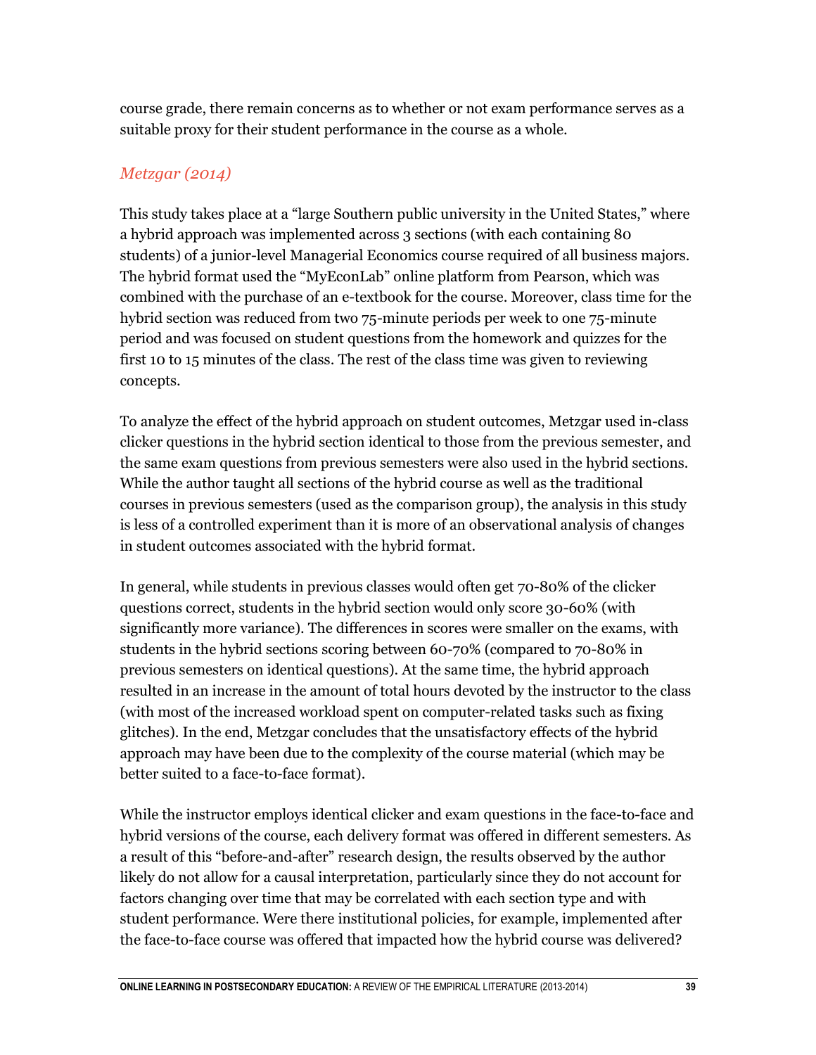course grade, there remain concerns as to whether or not exam performance serves as a suitable proxy for their student performance in the course as a whole.

### *Metzgar (2014)*

This study takes place at a "large Southern public university in the United States," where a hybrid approach was implemented across 3 sections (with each containing 80 students) of a junior-level Managerial Economics course required of all business majors. The hybrid format used the "MyEconLab" online platform from Pearson, which was combined with the purchase of an e-textbook for the course. Moreover, class time for the hybrid section was reduced from two 75-minute periods per week to one 75-minute period and was focused on student questions from the homework and quizzes for the first 10 to 15 minutes of the class. The rest of the class time was given to reviewing concepts.

To analyze the effect of the hybrid approach on student outcomes, Metzgar used in-class clicker questions in the hybrid section identical to those from the previous semester, and the same exam questions from previous semesters were also used in the hybrid sections. While the author taught all sections of the hybrid course as well as the traditional courses in previous semesters (used as the comparison group), the analysis in this study is less of a controlled experiment than it is more of an observational analysis of changes in student outcomes associated with the hybrid format.

In general, while students in previous classes would often get 70-80% of the clicker questions correct, students in the hybrid section would only score 30-60% (with significantly more variance). The differences in scores were smaller on the exams, with students in the hybrid sections scoring between 60-70% (compared to 70-80% in previous semesters on identical questions). At the same time, the hybrid approach resulted in an increase in the amount of total hours devoted by the instructor to the class (with most of the increased workload spent on computer-related tasks such as fixing glitches). In the end, Metzgar concludes that the unsatisfactory effects of the hybrid approach may have been due to the complexity of the course material (which may be better suited to a face-to-face format).

While the instructor employs identical clicker and exam questions in the face-to-face and hybrid versions of the course, each delivery format was offered in different semesters. As a result of this "before-and-after" research design, the results observed by the author likely do not allow for a causal interpretation, particularly since they do not account for factors changing over time that may be correlated with each section type and with student performance. Were there institutional policies, for example, implemented after the face-to-face course was offered that impacted how the hybrid course was delivered?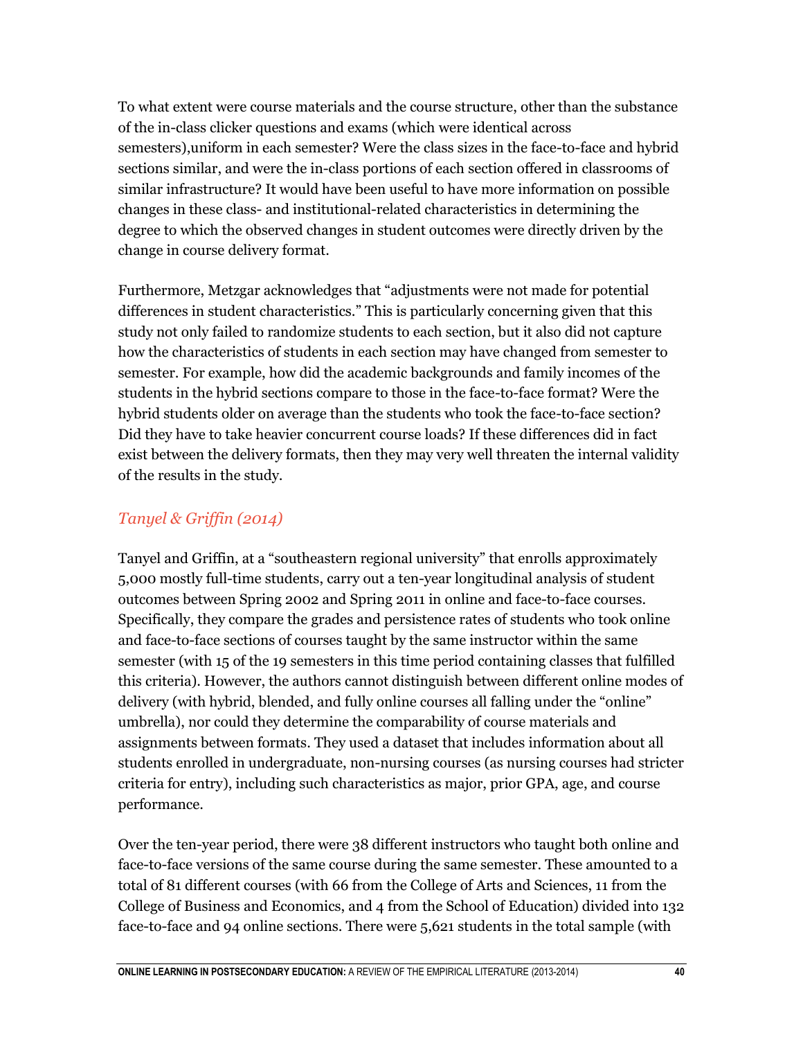To what extent were course materials and the course structure, other than the substance of the in-class clicker questions and exams (which were identical across semesters),uniform in each semester? Were the class sizes in the face-to-face and hybrid sections similar, and were the in-class portions of each section offered in classrooms of similar infrastructure? It would have been useful to have more information on possible changes in these class- and institutional-related characteristics in determining the degree to which the observed changes in student outcomes were directly driven by the change in course delivery format.

Furthermore, Metzgar acknowledges that "adjustments were not made for potential differences in student characteristics." This is particularly concerning given that this study not only failed to randomize students to each section, but it also did not capture how the characteristics of students in each section may have changed from semester to semester. For example, how did the academic backgrounds and family incomes of the students in the hybrid sections compare to those in the face-to-face format? Were the hybrid students older on average than the students who took the face-to-face section? Did they have to take heavier concurrent course loads? If these differences did in fact exist between the delivery formats, then they may very well threaten the internal validity of the results in the study.

### *Tanyel & Griffin (2014)*

Tanyel and Griffin, at a "southeastern regional university" that enrolls approximately 5,000 mostly full-time students, carry out a ten-year longitudinal analysis of student outcomes between Spring 2002 and Spring 2011 in online and face-to-face courses. Specifically, they compare the grades and persistence rates of students who took online and face-to-face sections of courses taught by the same instructor within the same semester (with 15 of the 19 semesters in this time period containing classes that fulfilled this criteria). However, the authors cannot distinguish between different online modes of delivery (with hybrid, blended, and fully online courses all falling under the "online" umbrella), nor could they determine the comparability of course materials and assignments between formats. They used a dataset that includes information about all students enrolled in undergraduate, non-nursing courses (as nursing courses had stricter criteria for entry), including such characteristics as major, prior GPA, age, and course performance.

Over the ten-year period, there were 38 different instructors who taught both online and face-to-face versions of the same course during the same semester. These amounted to a total of 81 different courses (with 66 from the College of Arts and Sciences, 11 from the College of Business and Economics, and 4 from the School of Education) divided into 132 face-to-face and 94 online sections. There were 5,621 students in the total sample (with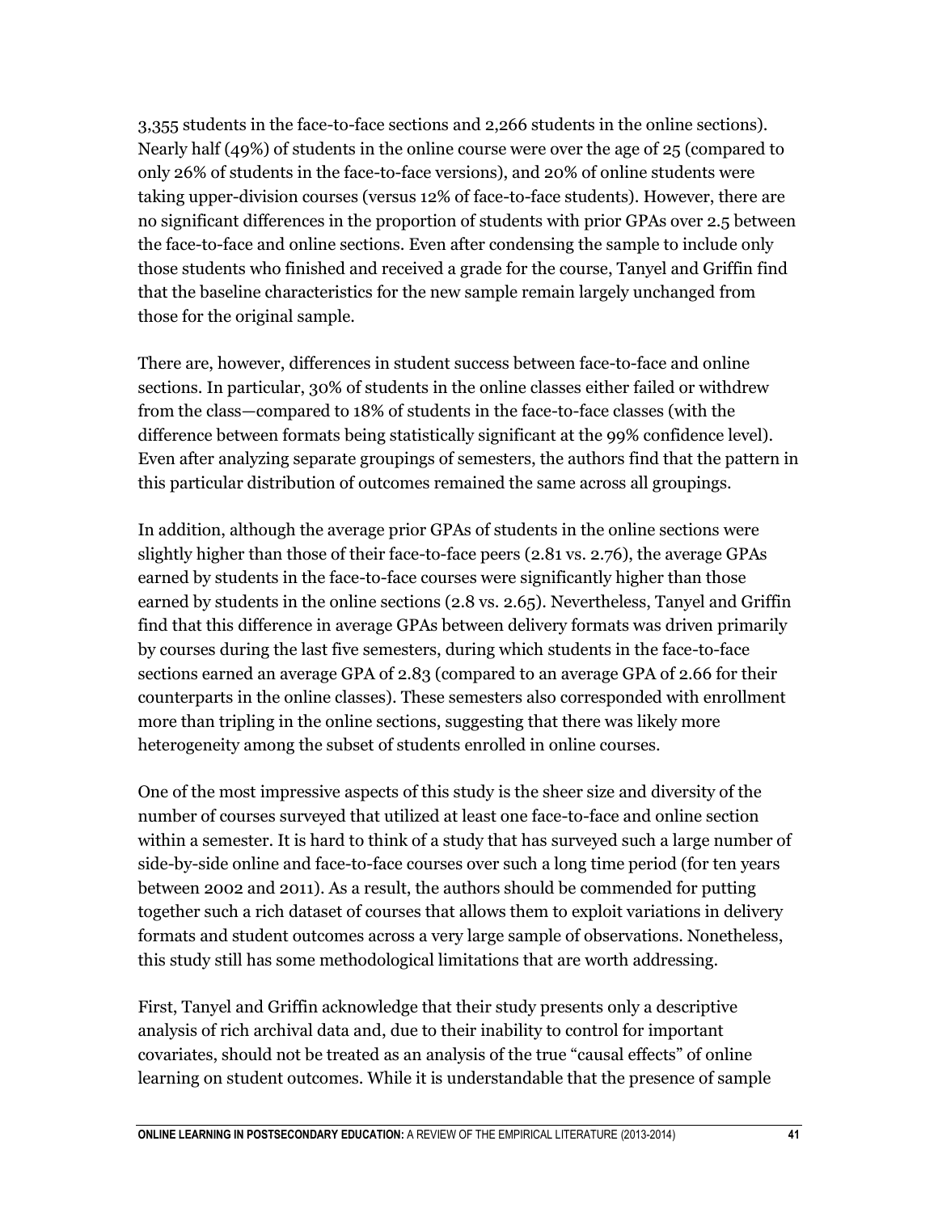3,355 students in the face-to-face sections and 2,266 students in the online sections). Nearly half (49%) of students in the online course were over the age of 25 (compared to only 26% of students in the face-to-face versions), and 20% of online students were taking upper-division courses (versus 12% of face-to-face students). However, there are no significant differences in the proportion of students with prior GPAs over 2.5 between the face-to-face and online sections. Even after condensing the sample to include only those students who finished and received a grade for the course, Tanyel and Griffin find that the baseline characteristics for the new sample remain largely unchanged from those for the original sample.

There are, however, differences in student success between face-to-face and online sections. In particular, 30% of students in the online classes either failed or withdrew from the class—compared to 18% of students in the face-to-face classes (with the difference between formats being statistically significant at the 99% confidence level). Even after analyzing separate groupings of semesters, the authors find that the pattern in this particular distribution of outcomes remained the same across all groupings.

In addition, although the average prior GPAs of students in the online sections were slightly higher than those of their face-to-face peers (2.81 vs. 2.76), the average GPAs earned by students in the face-to-face courses were significantly higher than those earned by students in the online sections (2.8 vs. 2.65). Nevertheless, Tanyel and Griffin find that this difference in average GPAs between delivery formats was driven primarily by courses during the last five semesters, during which students in the face-to-face sections earned an average GPA of 2.83 (compared to an average GPA of 2.66 for their counterparts in the online classes). These semesters also corresponded with enrollment more than tripling in the online sections, suggesting that there was likely more heterogeneity among the subset of students enrolled in online courses.

One of the most impressive aspects of this study is the sheer size and diversity of the number of courses surveyed that utilized at least one face-to-face and online section within a semester. It is hard to think of a study that has surveyed such a large number of side-by-side online and face-to-face courses over such a long time period (for ten years between 2002 and 2011). As a result, the authors should be commended for putting together such a rich dataset of courses that allows them to exploit variations in delivery formats and student outcomes across a very large sample of observations. Nonetheless, this study still has some methodological limitations that are worth addressing.

First, Tanyel and Griffin acknowledge that their study presents only a descriptive analysis of rich archival data and, due to their inability to control for important covariates, should not be treated as an analysis of the true "causal effects" of online learning on student outcomes. While it is understandable that the presence of sample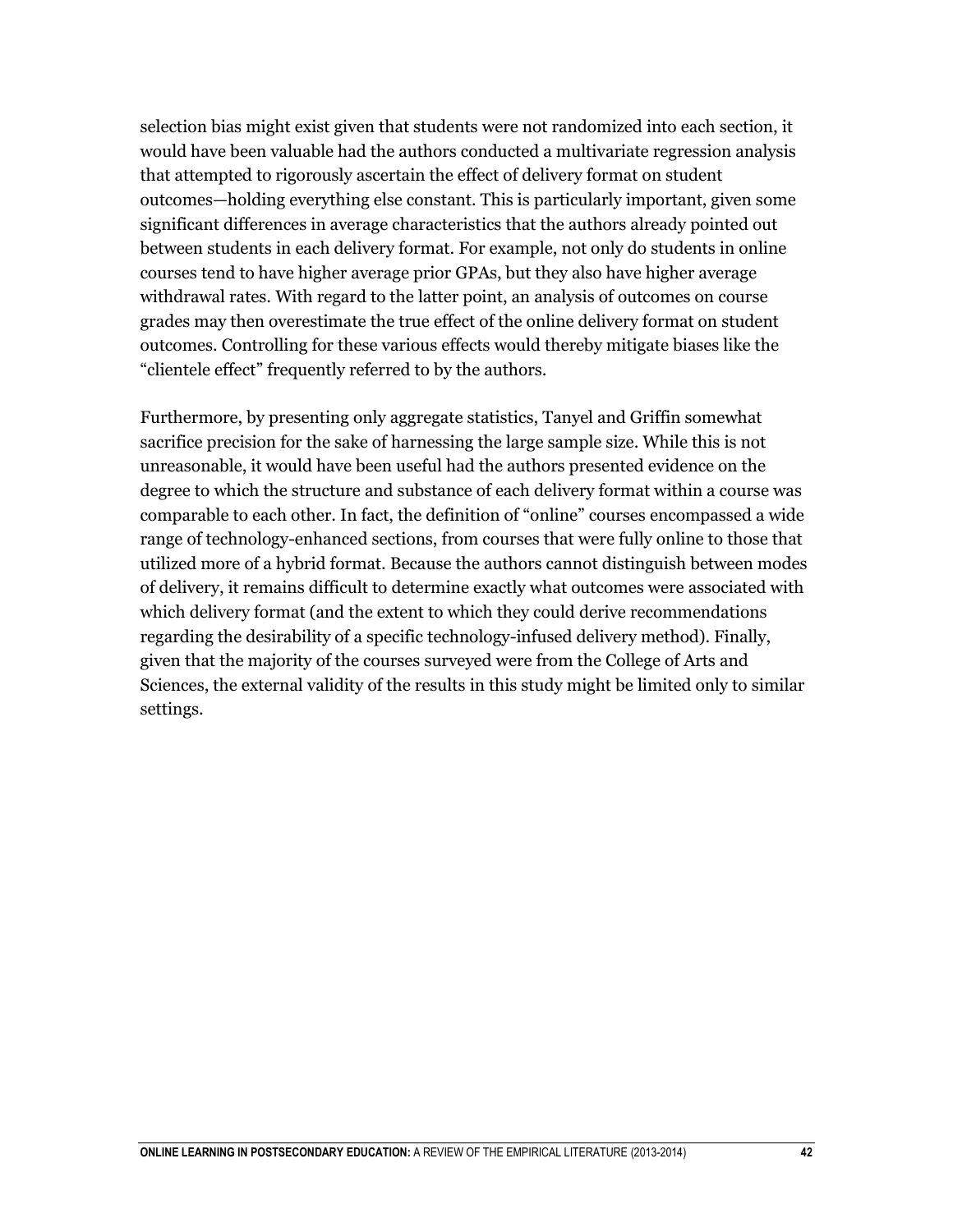selection bias might exist given that students were not randomized into each section, it would have been valuable had the authors conducted a multivariate regression analysis that attempted to rigorously ascertain the effect of delivery format on student outcomes—holding everything else constant. This is particularly important, given some significant differences in average characteristics that the authors already pointed out between students in each delivery format. For example, not only do students in online courses tend to have higher average prior GPAs, but they also have higher average withdrawal rates. With regard to the latter point, an analysis of outcomes on course grades may then overestimate the true effect of the online delivery format on student outcomes. Controlling for these various effects would thereby mitigate biases like the "clientele effect" frequently referred to by the authors.

Furthermore, by presenting only aggregate statistics, Tanyel and Griffin somewhat sacrifice precision for the sake of harnessing the large sample size. While this is not unreasonable, it would have been useful had the authors presented evidence on the degree to which the structure and substance of each delivery format within a course was comparable to each other. In fact, the definition of "online" courses encompassed a wide range of technology-enhanced sections, from courses that were fully online to those that utilized more of a hybrid format. Because the authors cannot distinguish between modes of delivery, it remains difficult to determine exactly what outcomes were associated with which delivery format (and the extent to which they could derive recommendations regarding the desirability of a specific technology-infused delivery method). Finally, given that the majority of the courses surveyed were from the College of Arts and Sciences, the external validity of the results in this study might be limited only to similar settings.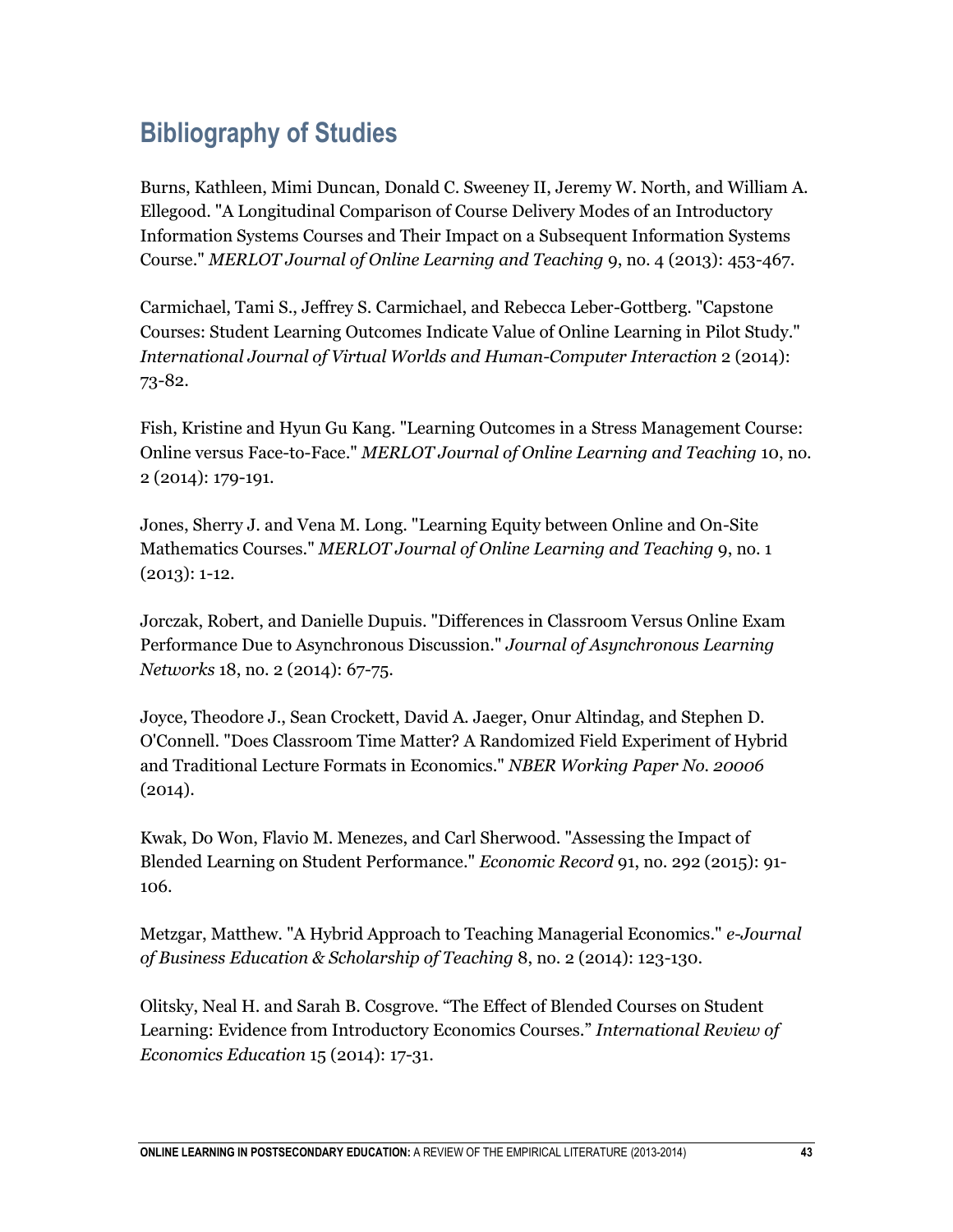## Bibliography of Studies

Burns, Kathleen, Mimi Duncan, Donald C. Sweeney II, Jeremy W. North, and William A. Ellegood. "A Longitudinal Comparison of Course Delivery Modes of an Introductory Information Systems Courses and Their Impact on a Subsequent Information Systems Course." *MERLOT Journal of Online Learning and Teaching* 9, no. 4 (2013): 453-467.

Carmichael, Tami S., Jeffrey S. Carmichael, and Rebecca Leber-Gottberg. "Capstone Courses: Student Learning Outcomes Indicate Value of Online Learning in Pilot Study." *International Journal of Virtual Worlds and Human-Computer Interaction* 2 (2014): 73-82.

Fish, Kristine and Hyun Gu Kang. "Learning Outcomes in a Stress Management Course: Online versus Face-to-Face." *MERLOT Journal of Online Learning and Teaching* 10, no. 2 (2014): 179-191.

Jones, Sherry J. and Vena M. Long. "Learning Equity between Online and On-Site Mathematics Courses." *MERLOT Journal of Online Learning and Teaching* 9, no. 1 (2013): 1-12.

Jorczak, Robert, and Danielle Dupuis. "Differences in Classroom Versus Online Exam Performance Due to Asynchronous Discussion." *Journal of Asynchronous Learning Networks* 18, no. 2 (2014): 67-75.

Joyce, Theodore J., Sean Crockett, David A. Jaeger, Onur Altindag, and Stephen D. O'Connell. "Does Classroom Time Matter? A Randomized Field Experiment of Hybrid and Traditional Lecture Formats in Economics." *NBER Working Paper No. 20006* (2014).

Kwak, Do Won, Flavio M. Menezes, and Carl Sherwood. "Assessing the Impact of Blended Learning on Student Performance." *Economic Record* 91, no. 292 (2015): 91-106.

Metzgar, Matthew. "A Hybrid Approach to Teaching Managerial Economics." *e-Journal of Business Education & Scholarship of Teaching* 8, no. 2 (2014): 123-130.

Olitsky, Neal H. and Sarah B. Cosgrove. "The Effect of Blended Courses on Student Learning: Evidence from Introductory Economics Courses." *International Review of Economics Education* 15 (2014): 17-31.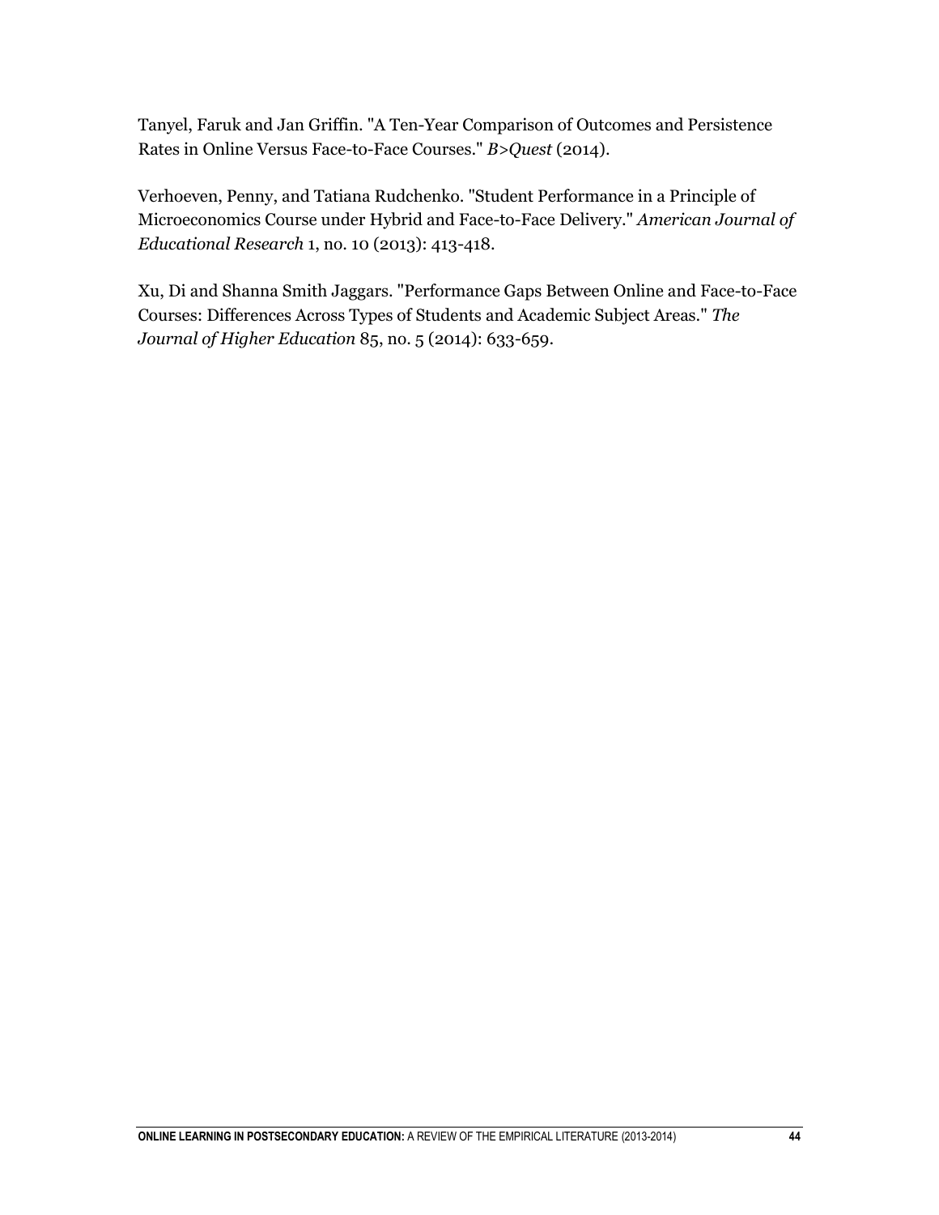Tanyel, Faruk and Jan Griffin. "A Ten-Year Comparison of Outcomes and Persistence Rates in Online Versus Face-to-Face Courses." *B>Quest* (2014).

Verhoeven, Penny, and Tatiana Rudchenko. "Student Performance in a Principle of Microeconomics Course under Hybrid and Face-to-Face Delivery." *American Journal of Educational Research* 1, no. 10 (2013): 413-418.

Xu, Di and Shanna Smith Jaggars. "Performance Gaps Between Online and Face-to-Face Courses: Differences Across Types of Students and Academic Subject Areas." *The Journal of Higher Education* 85, no. 5 (2014): 633-659.